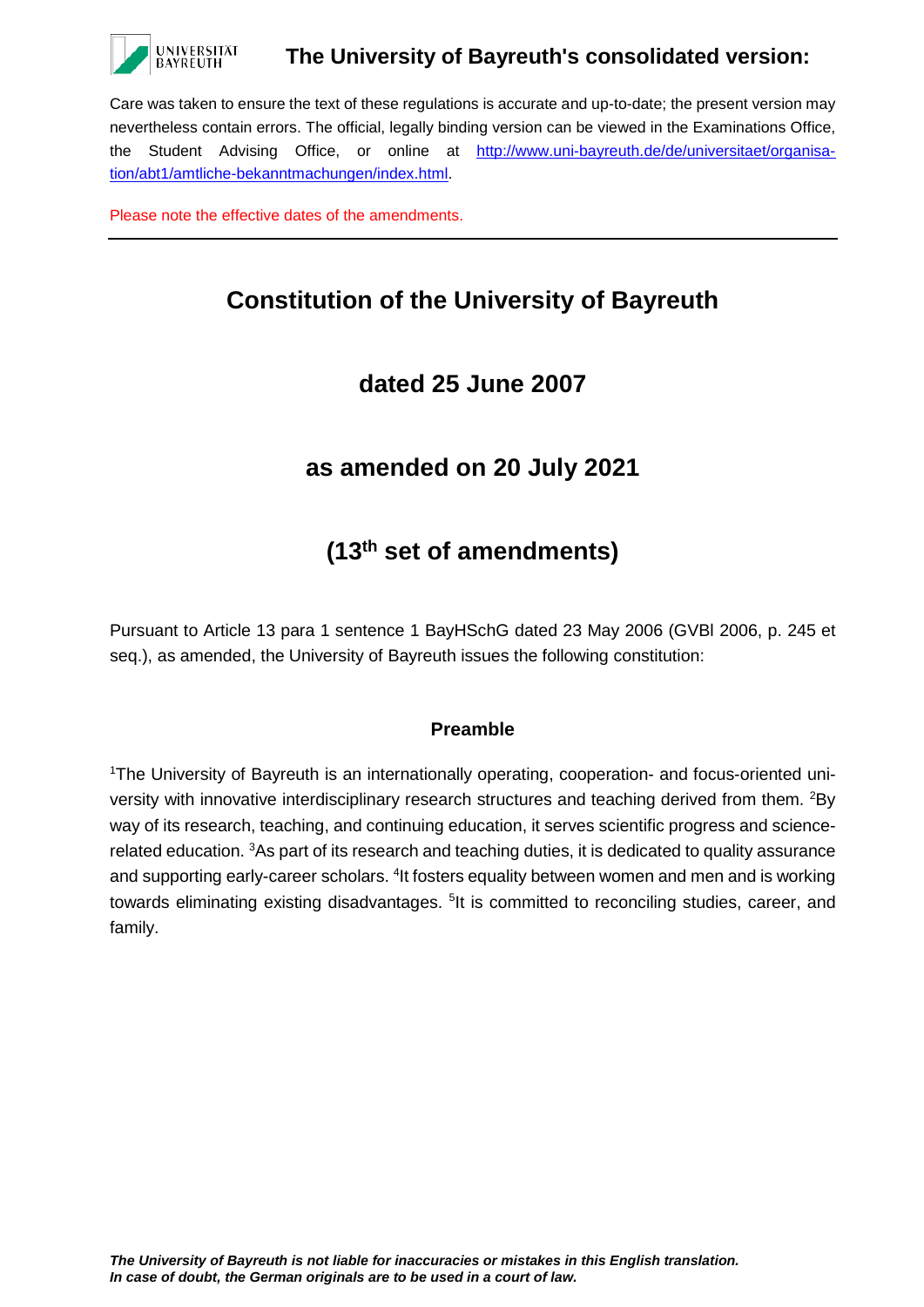## The University of Bayreuth's consolidated version:

Care was taken to ensure the text of these regulations is accurate and up-to-date; the present version may nevertheless contain errors. The official, legally binding version can be viewed in the Examinations Office, the Student Advising Office, or online at [http://www.uni-bayreuth.de/de/universitaet/organisation/abt1/amtliche-bekanntmachungen/index.html](http://www.uni-bayreuth.de/de/universitaet/organisation/abt1/amtliche-bekanntmachungen/index.html).

Please note the effective dates of the amendments.

---

# Constitution of the University of Bayreuth

## dated 25 June 2007

## as amended on 20 July 2021

## (13th set of amendments)

Pursuant to Article 13 para 1 sentence 1 BayHSchG dated 23 May 2006 (GVBl 2006, p. 245 et seq.), as amended, the University of Bayreuth issues the following constitution:

### Preamble

[1]The University of Bayreuth is an internationally operating, cooperation- and focus-oriented university with innovative interdisciplinary research structures and teaching derived from them. [2]By way of its research, teaching, and continuing education, it serves scientific progress and science-related education. [3]As part of its research and teaching duties, it is dedicated to quality assurance and supporting early-career scholars. [4]It fosters equality between women and men and is working towards eliminating existing disadvantages. [5]It is committed to reconciling studies, career, and family.

*The University of Bayreuth is not liable for inaccuracies or mistakes in this English translation. In case of doubt, the German originals are to be used in a court of law.*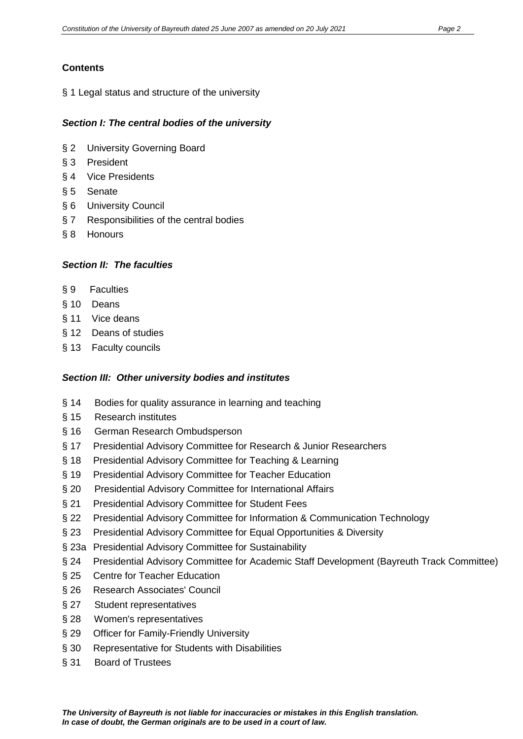**Contents**

§ 1 Legal status and structure of the university

***Section I: The central bodies of the university***

§ 2 University Governing Board
§ 3 President
§ 4 Vice Presidents
§ 5 Senate
§ 6 University Council
§ 7 Responsibilities of the central bodies
§ 8 Honours

***Section II: The faculties***

§ 9 Faculties
§ 10 Deans
§ 11 Vice deans
§ 12 Deans of studies
§ 13 Faculty councils

***Section III: Other university bodies and institutes***

§ 14 Bodies for quality assurance in learning and teaching
§ 15 Research institutes
§ 16 German Research Ombudsperson
§ 17 Presidential Advisory Committee for Research & Junior Researchers
§ 18 Presidential Advisory Committee for Teaching & Learning
§ 19 Presidential Advisory Committee for Teacher Education
§ 20 Presidential Advisory Committee for International Affairs
§ 21 Presidential Advisory Committee for Student Fees
§ 22 Presidential Advisory Committee for Information & Communication Technology
§ 23 Presidential Advisory Committee for Equal Opportunities & Diversity
§ 23a Presidential Advisory Committee for Sustainability
§ 24 Presidential Advisory Committee for Academic Staff Development (Bayreuth Track Committee)
§ 25 Centre for Teacher Education
§ 26 Research Associates' Council
§ 27 Student representatives
§ 28 Women's representatives
§ 29 Officer for Family-Friendly University
§ 30 Representative for Students with Disabilities
§ 31 Board of Trustees

***The University of Bayreuth is not liable for inaccuracies or mistakes in this English translation. In case of doubt, the German originals are to be used in a court of law.***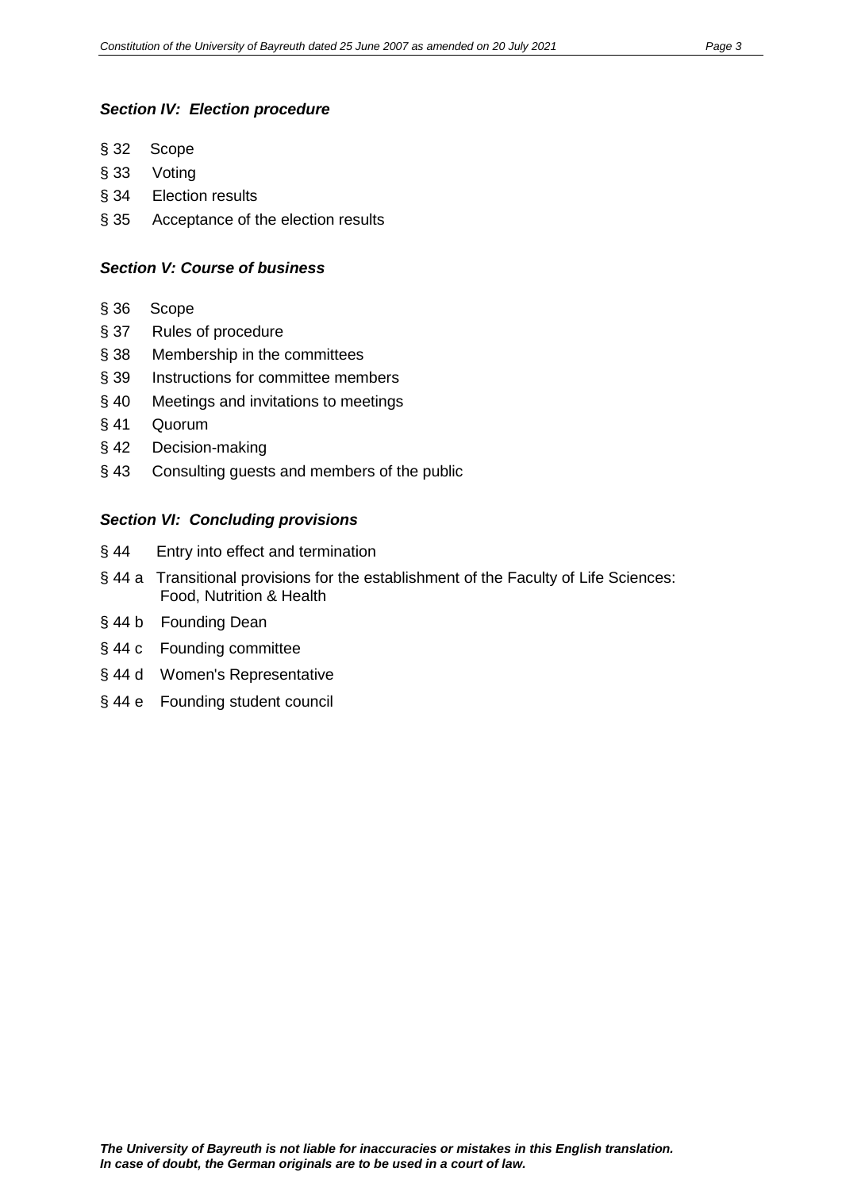### *Section IV: Election procedure*

- § 32 Scope
- § 33 Voting
- § 34 Election results
- § 35 Acceptance of the election results

### *Section V: Course of business*

- § 36 Scope
- § 37 Rules of procedure
- § 38 Membership in the committees
- § 39 Instructions for committee members
- § 40 Meetings and invitations to meetings
- § 41 Quorum
- § 42 Decision-making
- § 43 Consulting guests and members of the public

### *Section VI: Concluding provisions*

- § 44 Entry into effect and termination
- § 44 a Transitional provisions for the establishment of the Faculty of Life Sciences: Food, Nutrition & Health
- § 44 b Founding Dean
- § 44 c Founding committee
- § 44 d Women's Representative
- § 44 e Founding student council

***The University of Bayreuth is not liable for inaccuracies or mistakes in this English translation. In case of doubt, the German originals are to be used in a court of law.***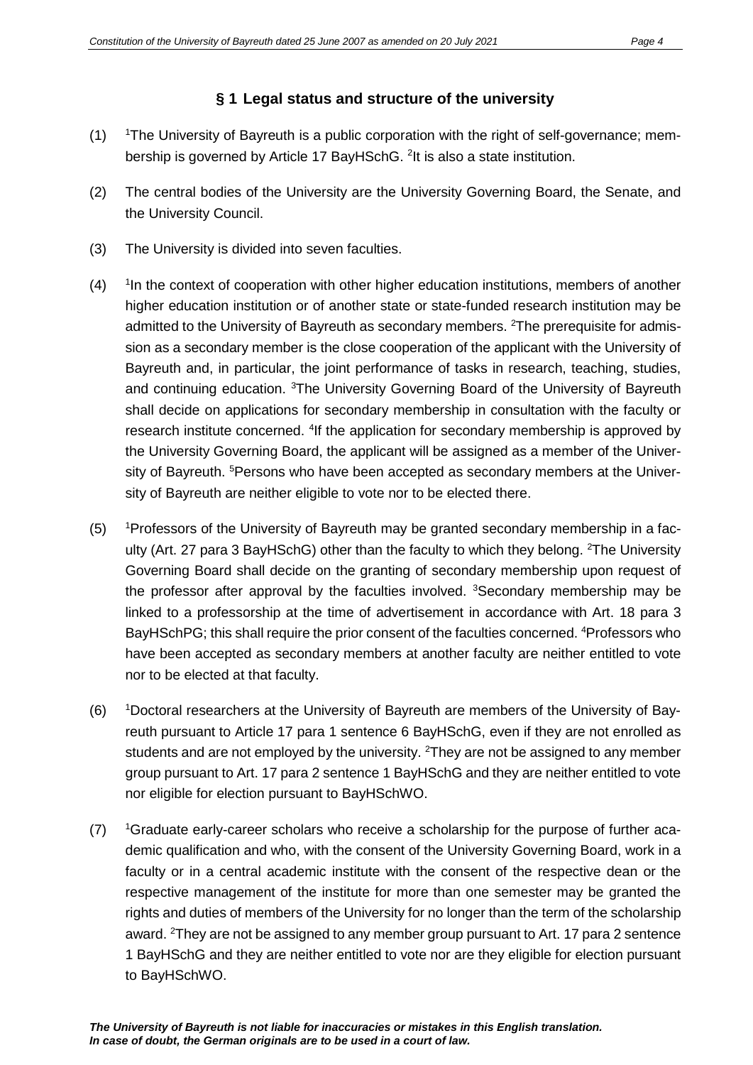## § 1 Legal status and structure of the university

(1) [1]The University of Bayreuth is a public corporation with the right of self-governance; membership is governed by Article 17 BayHSchG. [2]It is also a state institution.

(2) The central bodies of the University are the University Governing Board, the Senate, and the University Council.

(3) The University is divided into seven faculties.

(4) [1]In the context of cooperation with other higher education institutions, members of another higher education institution or of another state or state-funded research institution may be admitted to the University of Bayreuth as secondary members. [2]The prerequisite for admission as a secondary member is the close cooperation of the applicant with the University of Bayreuth and, in particular, the joint performance of tasks in research, teaching, studies, and continuing education. [3]The University Governing Board of the University of Bayreuth shall decide on applications for secondary membership in consultation with the faculty or research institute concerned. [4]If the application for secondary membership is approved by the University Governing Board, the applicant will be assigned as a member of the University of Bayreuth. [5]Persons who have been accepted as secondary members at the University of Bayreuth are neither eligible to vote nor to be elected there.

(5) [1]Professors of the University of Bayreuth may be granted secondary membership in a faculty (Art. 27 para 3 BayHSchG) other than the faculty to which they belong. [2]The University Governing Board shall decide on the granting of secondary membership upon request of the professor after approval by the faculties involved. [3]Secondary membership may be linked to a professorship at the time of advertisement in accordance with Art. 18 para 3 BayHSchPG; this shall require the prior consent of the faculties concerned. [4]Professors who have been accepted as secondary members at another faculty are neither entitled to vote nor to be elected at that faculty.

(6) [1]Doctoral researchers at the University of Bayreuth are members of the University of Bayreuth pursuant to Article 17 para 1 sentence 6 BayHSchG, even if they are not enrolled as students and are not employed by the university. [2]They are not be assigned to any member group pursuant to Art. 17 para 2 sentence 1 BayHSchG and they are neither entitled to vote nor eligible for election pursuant to BayHSchWO.

(7) [1]Graduate early-career scholars who receive a scholarship for the purpose of further academic qualification and who, with the consent of the University Governing Board, work in a faculty or in a central academic institute with the consent of the respective dean or the respective management of the institute for more than one semester may be granted the rights and duties of members of the University for no longer than the term of the scholarship award. [2]They are not be assigned to any member group pursuant to Art. 17 para 2 sentence 1 BayHSchG and they are neither entitled to vote nor are they eligible for election pursuant to BayHSchWO.

***The University of Bayreuth is not liable for inaccuracies or mistakes in this English translation. In case of doubt, the German originals are to be used in a court of law.***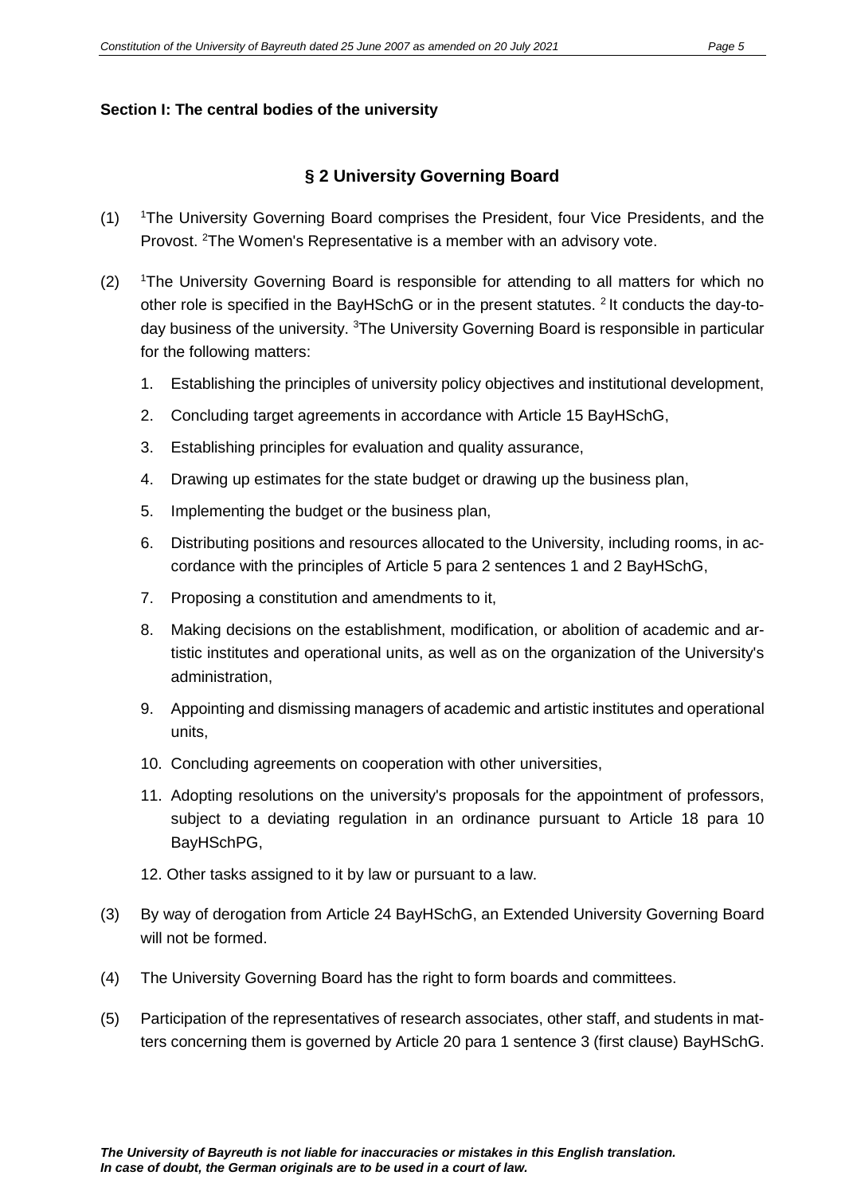**Section I: The central bodies of the university**

## § 2 University Governing Board

(1) [1]The University Governing Board comprises the President, four Vice Presidents, and the Provost. [2]The Women's Representative is a member with an advisory vote.

(2) [1]The University Governing Board is responsible for attending to all matters for which no other role is specified in the BayHSchG or in the present statutes. [2] It conducts the day-to-day business of the university. [3]The University Governing Board is responsible in particular for the following matters:

1. Establishing the principles of university policy objectives and institutional development,
2. Concluding target agreements in accordance with Article 15 BayHSchG,
3. Establishing principles for evaluation and quality assurance,
4. Drawing up estimates for the state budget or drawing up the business plan,
5. Implementing the budget or the business plan,
6. Distributing positions and resources allocated to the University, including rooms, in accordance with the principles of Article 5 para 2 sentences 1 and 2 BayHSchG,
7. Proposing a constitution and amendments to it,
8. Making decisions on the establishment, modification, or abolition of academic and artistic institutes and operational units, as well as on the organization of the University's administration,
9. Appointing and dismissing managers of academic and artistic institutes and operational units,
10. Concluding agreements on cooperation with other universities,
11. Adopting resolutions on the university's proposals for the appointment of professors, subject to a deviating regulation in an ordinance pursuant to Article 18 para 10 BayHSchPG,
12. Other tasks assigned to it by law or pursuant to a law.

(3) By way of derogation from Article 24 BayHSchG, an Extended University Governing Board will not be formed.

(4) The University Governing Board has the right to form boards and committees.

(5) Participation of the representatives of research associates, other staff, and students in matters concerning them is governed by Article 20 para 1 sentence 3 (first clause) BayHSchG.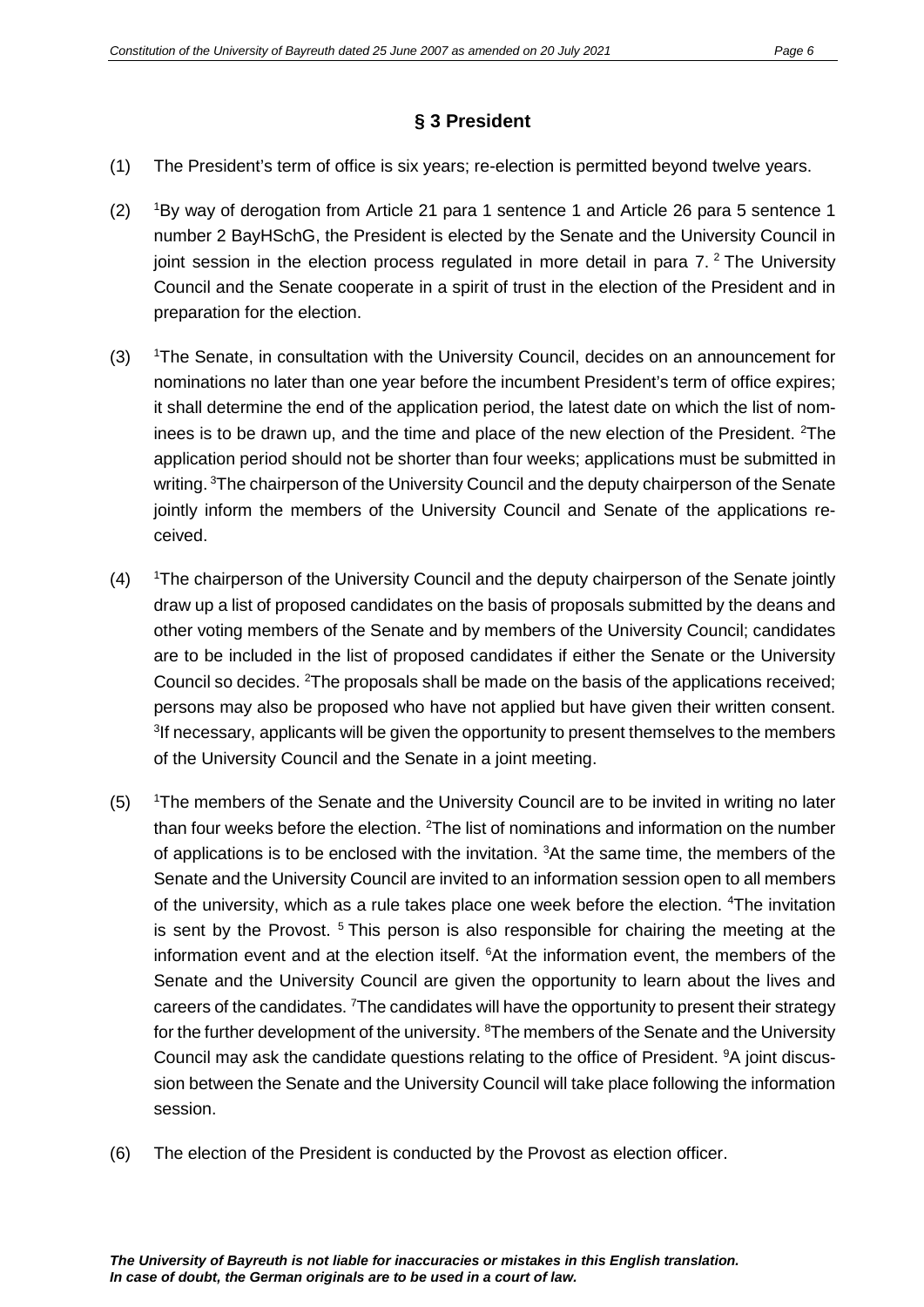## § 3 President

(1) The President's term of office is six years; re-election is permitted beyond twelve years.

(2) [1]By way of derogation from Article 21 para 1 sentence 1 and Article 26 para 5 sentence 1 number 2 BayHSchG, the President is elected by the Senate and the University Council in joint session in the election process regulated in more detail in para 7. [2] The University Council and the Senate cooperate in a spirit of trust in the election of the President and in preparation for the election.

(3) [1]The Senate, in consultation with the University Council, decides on an announcement for nominations no later than one year before the incumbent President's term of office expires; it shall determine the end of the application period, the latest date on which the list of nominees is to be drawn up, and the time and place of the new election of the President. [2]The application period should not be shorter than four weeks; applications must be submitted in writing. [3]The chairperson of the University Council and the deputy chairperson of the Senate jointly inform the members of the University Council and Senate of the applications received.

(4) [1]The chairperson of the University Council and the deputy chairperson of the Senate jointly draw up a list of proposed candidates on the basis of proposals submitted by the deans and other voting members of the Senate and by members of the University Council; candidates are to be included in the list of proposed candidates if either the Senate or the University Council so decides. [2]The proposals shall be made on the basis of the applications received; persons may also be proposed who have not applied but have given their written consent. [3]If necessary, applicants will be given the opportunity to present themselves to the members of the University Council and the Senate in a joint meeting.

(5) [1]The members of the Senate and the University Council are to be invited in writing no later than four weeks before the election. [2]The list of nominations and information on the number of applications is to be enclosed with the invitation. [3]At the same time, the members of the Senate and the University Council are invited to an information session open to all members of the university, which as a rule takes place one week before the election. [4]The invitation is sent by the Provost. [5] This person is also responsible for chairing the meeting at the information event and at the election itself. [6]At the information event, the members of the Senate and the University Council are given the opportunity to learn about the lives and careers of the candidates. [7]The candidates will have the opportunity to present their strategy for the further development of the university. [8]The members of the Senate and the University Council may ask the candidate questions relating to the office of President. [9]A joint discussion between the Senate and the University Council will take place following the information session.

(6) The election of the President is conducted by the Provost as election officer.

***The University of Bayreuth is not liable for inaccuracies or mistakes in this English translation. In case of doubt, the German originals are to be used in a court of law.***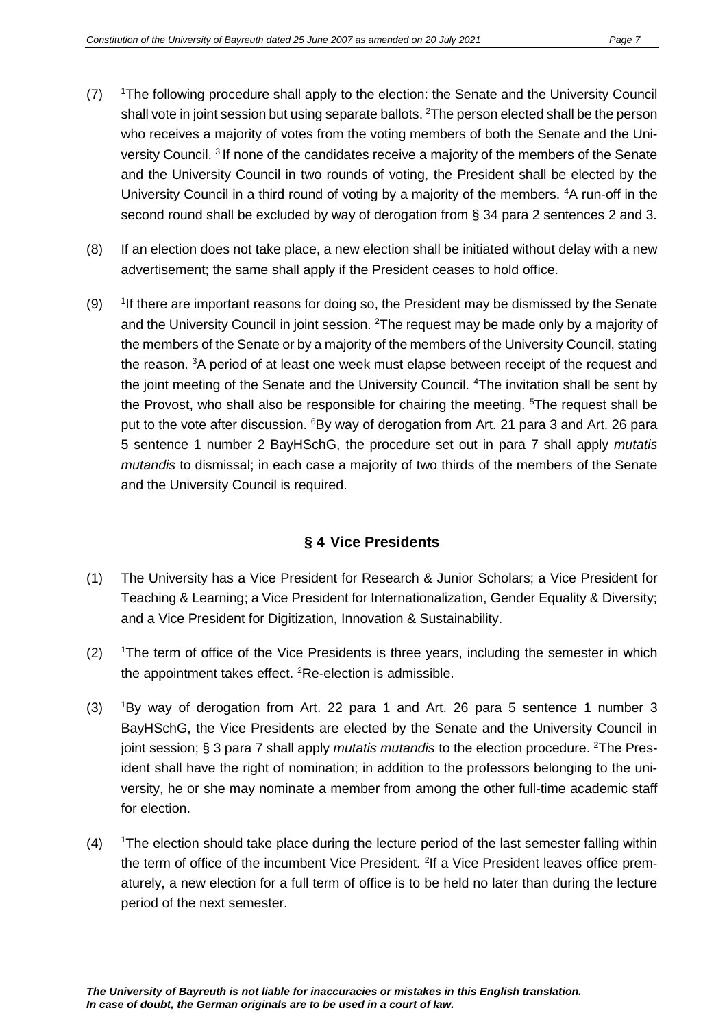(7) [1]The following procedure shall apply to the election: the Senate and the University Council shall vote in joint session but using separate ballots. [2]The person elected shall be the person who receives a majority of votes from the voting members of both the Senate and the University Council. [3] If none of the candidates receive a majority of the members of the Senate and the University Council in two rounds of voting, the President shall be elected by the University Council in a third round of voting by a majority of the members. [4]A run-off in the second round shall be excluded by way of derogation from § 34 para 2 sentences 2 and 3.

(8) If an election does not take place, a new election shall be initiated without delay with a new advertisement; the same shall apply if the President ceases to hold office.

(9) [1]If there are important reasons for doing so, the President may be dismissed by the Senate and the University Council in joint session. [2]The request may be made only by a majority of the members of the Senate or by a majority of the members of the University Council, stating the reason. [3]A period of at least one week must elapse between receipt of the request and the joint meeting of the Senate and the University Council. [4]The invitation shall be sent by the Provost, who shall also be responsible for chairing the meeting. [5]The request shall be put to the vote after discussion. [6]By way of derogation from Art. 21 para 3 and Art. 26 para 5 sentence 1 number 2 BayHSchG, the procedure set out in para 7 shall apply *mutatis mutandis* to dismissal; in each case a majority of two thirds of the members of the Senate and the University Council is required.

## § 4 Vice Presidents

(1) The University has a Vice President for Research & Junior Scholars; a Vice President for Teaching & Learning; a Vice President for Internationalization, Gender Equality & Diversity; and a Vice President for Digitization, Innovation & Sustainability.

(2) [1]The term of office of the Vice Presidents is three years, including the semester in which the appointment takes effect. [2]Re-election is admissible.

(3) [1]By way of derogation from Art. 22 para 1 and Art. 26 para 5 sentence 1 number 3 BayHSchG, the Vice Presidents are elected by the Senate and the University Council in joint session; § 3 para 7 shall apply *mutatis mutandis* to the election procedure. [2]The President shall have the right of nomination; in addition to the professors belonging to the university, he or she may nominate a member from among the other full-time academic staff for election.

(4) [1]The election should take place during the lecture period of the last semester falling within the term of office of the incumbent Vice President. [2]If a Vice President leaves office prematurely, a new election for a full term of office is to be held no later than during the lecture period of the next semester.

***The University of Bayreuth is not liable for inaccuracies or mistakes in this English translation. In case of doubt, the German originals are to be used in a court of law.***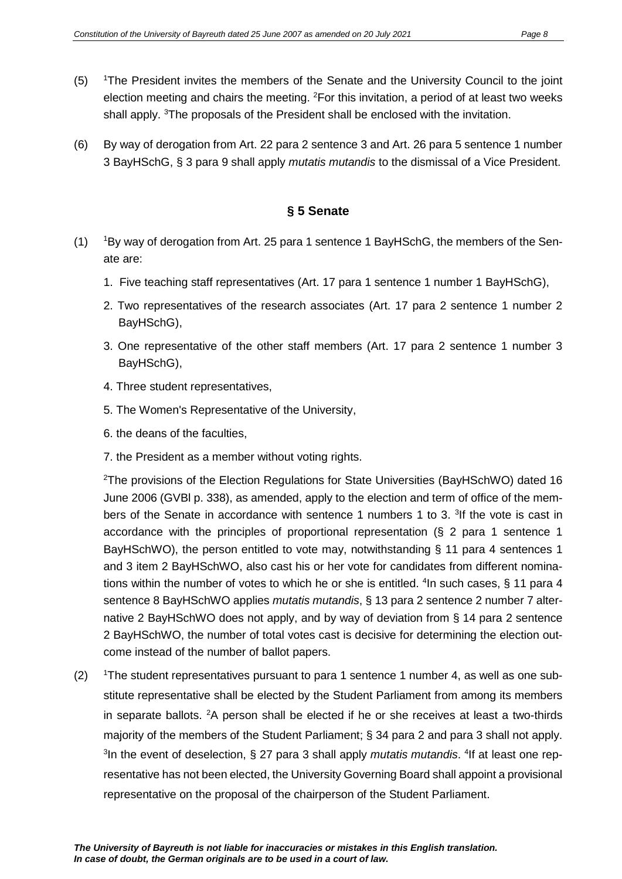(5) [1]The President invites the members of the Senate and the University Council to the joint election meeting and chairs the meeting. [2]For this invitation, a period of at least two weeks shall apply. [3]The proposals of the President shall be enclosed with the invitation.

(6) By way of derogation from Art. 22 para 2 sentence 3 and Art. 26 para 5 sentence 1 number 3 BayHSchG, § 3 para 9 shall apply *mutatis mutandis* to the dismissal of a Vice President.

## § 5 Senate

(1) [1]By way of derogation from Art. 25 para 1 sentence 1 BayHSchG, the members of the Senate are:

1. Five teaching staff representatives (Art. 17 para 1 sentence 1 number 1 BayHSchG),
2. Two representatives of the research associates (Art. 17 para 2 sentence 1 number 2 BayHSchG),
3. One representative of the other staff members (Art. 17 para 2 sentence 1 number 3 BayHSchG),
4. Three student representatives,
5. The Women's Representative of the University,
6. the deans of the faculties,
7. the President as a member without voting rights.

[2]The provisions of the Election Regulations for State Universities (BayHSchWO) dated 16 June 2006 (GVBl p. 338), as amended, apply to the election and term of office of the members of the Senate in accordance with sentence 1 numbers 1 to 3. [3]If the vote is cast in accordance with the principles of proportional representation (§ 2 para 1 sentence 1 BayHSchWO), the person entitled to vote may, notwithstanding § 11 para 4 sentences 1 and 3 item 2 BayHSchWO, also cast his or her vote for candidates from different nominations within the number of votes to which he or she is entitled. [4]In such cases, § 11 para 4 sentence 8 BayHSchWO applies *mutatis mutandis*, § 13 para 2 sentence 2 number 7 alternative 2 BayHSchWO does not apply, and by way of deviation from § 14 para 2 sentence 2 BayHSchWO, the number of total votes cast is decisive for determining the election outcome instead of the number of ballot papers.

(2) [1]The student representatives pursuant to para 1 sentence 1 number 4, as well as one substitute representative shall be elected by the Student Parliament from among its members in separate ballots. [2]A person shall be elected if he or she receives at least a two-thirds majority of the members of the Student Parliament; § 34 para 2 and para 3 shall not apply. [3]In the event of deselection, § 27 para 3 shall apply *mutatis mutandis*. [4]If at least one representative has not been elected, the University Governing Board shall appoint a provisional representative on the proposal of the chairperson of the Student Parliament.

***The University of Bayreuth is not liable for inaccuracies or mistakes in this English translation. In case of doubt, the German originals are to be used in a court of law.***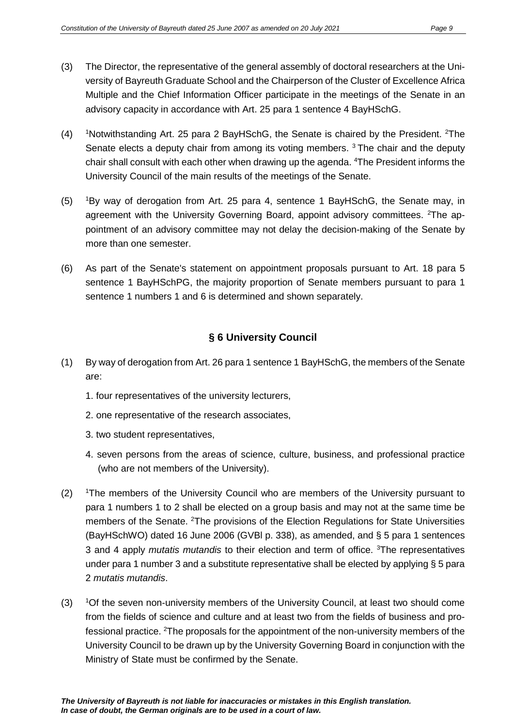(3) The Director, the representative of the general assembly of doctoral researchers at the University of Bayreuth Graduate School and the Chairperson of the Cluster of Excellence Africa Multiple and the Chief Information Officer participate in the meetings of the Senate in an advisory capacity in accordance with Art. 25 para 1 sentence 4 BayHSchG.

(4) [1]Notwithstanding Art. 25 para 2 BayHSchG, the Senate is chaired by the President. [2]The Senate elects a deputy chair from among its voting members. [3] The chair and the deputy chair shall consult with each other when drawing up the agenda. [4]The President informs the University Council of the main results of the meetings of the Senate.

(5) [1]By way of derogation from Art. 25 para 4, sentence 1 BayHSchG, the Senate may, in agreement with the University Governing Board, appoint advisory committees. [2]The appointment of an advisory committee may not delay the decision-making of the Senate by more than one semester.

(6) As part of the Senate's statement on appointment proposals pursuant to Art. 18 para 5 sentence 1 BayHSchPG, the majority proportion of Senate members pursuant to para 1 sentence 1 numbers 1 and 6 is determined and shown separately.

## § 6 University Council

(1) By way of derogation from Art. 26 para 1 sentence 1 BayHSchG, the members of the Senate are:

1. four representatives of the university lecturers,
2. one representative of the research associates,
3. two student representatives,
4. seven persons from the areas of science, culture, business, and professional practice (who are not members of the University).

(2) [1]The members of the University Council who are members of the University pursuant to para 1 numbers 1 to 2 shall be elected on a group basis and may not at the same time be members of the Senate. [2]The provisions of the Election Regulations for State Universities (BayHSchWO) dated 16 June 2006 (GVBl p. 338), as amended, and § 5 para 1 sentences 3 and 4 apply *mutatis mutandis* to their election and term of office. [3]The representatives under para 1 number 3 and a substitute representative shall be elected by applying § 5 para 2 *mutatis mutandis*.

(3) [1]Of the seven non-university members of the University Council, at least two should come from the fields of science and culture and at least two from the fields of business and professional practice. [2]The proposals for the appointment of the non-university members of the University Council to be drawn up by the University Governing Board in conjunction with the Ministry of State must be confirmed by the Senate.

***The University of Bayreuth is not liable for inaccuracies or mistakes in this English translation. In case of doubt, the German originals are to be used in a court of law.***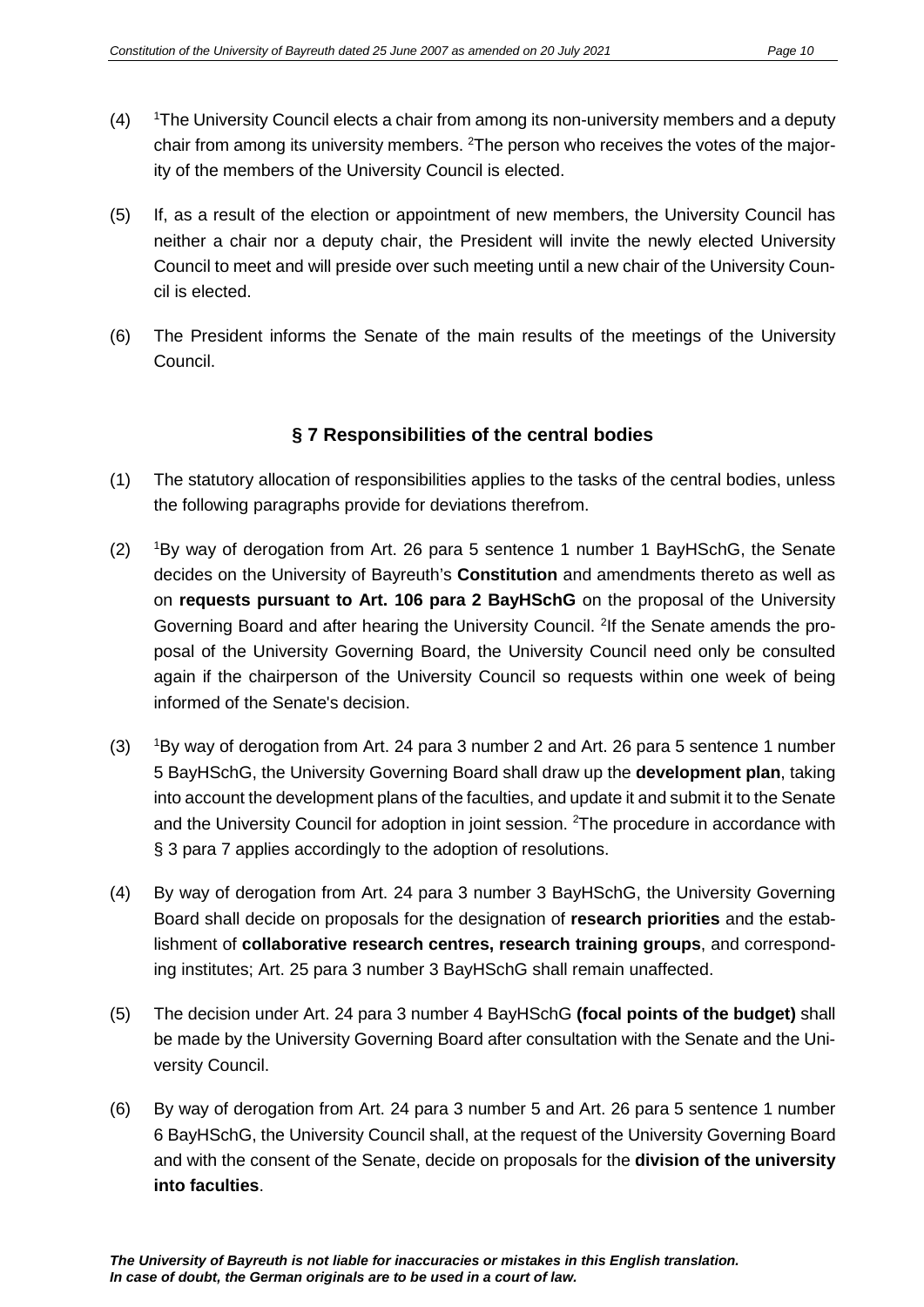(4) [1]The University Council elects a chair from among its non-university members and a deputy chair from among its university members. [2]The person who receives the votes of the majority of the members of the University Council is elected.

(5) If, as a result of the election or appointment of new members, the University Council has neither a chair nor a deputy chair, the President will invite the newly elected University Council to meet and will preside over such meeting until a new chair of the University Council is elected.

(6) The President informs the Senate of the main results of the meetings of the University Council.

## § 7 Responsibilities of the central bodies

(1) The statutory allocation of responsibilities applies to the tasks of the central bodies, unless the following paragraphs provide for deviations therefrom.

(2) [1]By way of derogation from Art. 26 para 5 sentence 1 number 1 BayHSchG, the Senate decides on the University of Bayreuth's **Constitution** and amendments thereto as well as on **requests pursuant to Art. 106 para 2 BayHSchG** on the proposal of the University Governing Board and after hearing the University Council. [2]If the Senate amends the proposal of the University Governing Board, the University Council need only be consulted again if the chairperson of the University Council so requests within one week of being informed of the Senate's decision.

(3) [1]By way of derogation from Art. 24 para 3 number 2 and Art. 26 para 5 sentence 1 number 5 BayHSchG, the University Governing Board shall draw up the **development plan**, taking into account the development plans of the faculties, and update it and submit it to the Senate and the University Council for adoption in joint session. [2]The procedure in accordance with § 3 para 7 applies accordingly to the adoption of resolutions.

(4) By way of derogation from Art. 24 para 3 number 3 BayHSchG, the University Governing Board shall decide on proposals for the designation of **research priorities** and the establishment of **collaborative research centres, research training groups**, and corresponding institutes; Art. 25 para 3 number 3 BayHSchG shall remain unaffected.

(5) The decision under Art. 24 para 3 number 4 BayHSchG **(focal points of the budget)** shall be made by the University Governing Board after consultation with the Senate and the University Council.

(6) By way of derogation from Art. 24 para 3 number 5 and Art. 26 para 5 sentence 1 number 6 BayHSchG, the University Council shall, at the request of the University Governing Board and with the consent of the Senate, decide on proposals for the **division of the university into faculties**.

***The University of Bayreuth is not liable for inaccuracies or mistakes in this English translation. In case of doubt, the German originals are to be used in a court of law.***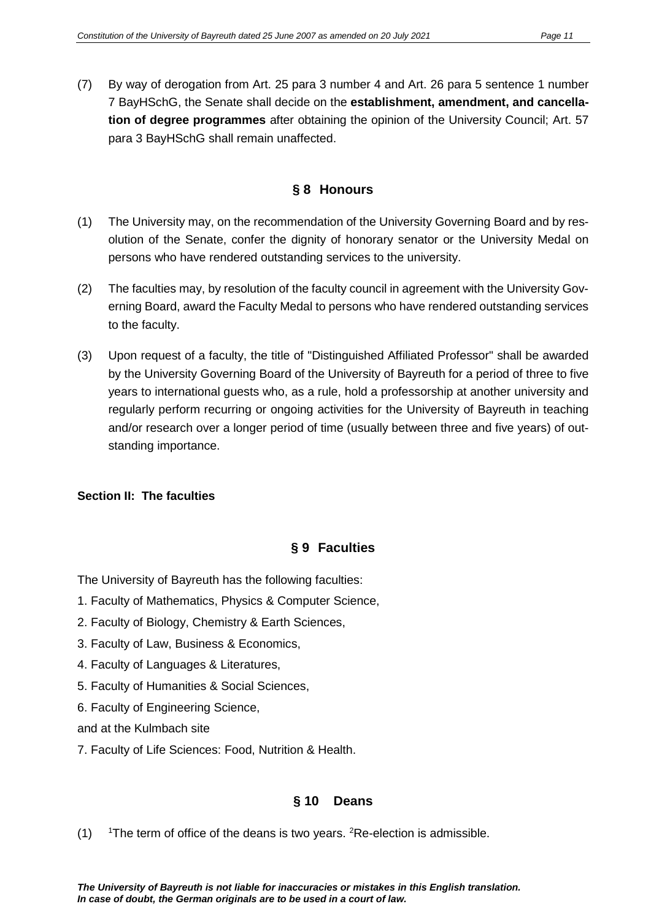(7) By way of derogation from Art. 25 para 3 number 4 and Art. 26 para 5 sentence 1 number 7 BayHSchG, the Senate shall decide on the **establishment, amendment, and cancellation of degree programmes** after obtaining the opinion of the University Council; Art. 57 para 3 BayHSchG shall remain unaffected.

## § 8 Honours

(1) The University may, on the recommendation of the University Governing Board and by resolution of the Senate, confer the dignity of honorary senator or the University Medal on persons who have rendered outstanding services to the university.

(2) The faculties may, by resolution of the faculty council in agreement with the University Governing Board, award the Faculty Medal to persons who have rendered outstanding services to the faculty.

(3) Upon request of a faculty, the title of "Distinguished Affiliated Professor" shall be awarded by the University Governing Board of the University of Bayreuth for a period of three to five years to international guests who, as a rule, hold a professorship at another university and regularly perform recurring or ongoing activities for the University of Bayreuth in teaching and/or research over a longer period of time (usually between three and five years) of outstanding importance.

**Section II: The faculties**

## § 9 Faculties

The University of Bayreuth has the following faculties:

1. Faculty of Mathematics, Physics & Computer Science,
2. Faculty of Biology, Chemistry & Earth Sciences,
3. Faculty of Law, Business & Economics,
4. Faculty of Languages & Literatures,
5. Faculty of Humanities & Social Sciences,
6. Faculty of Engineering Science,

and at the Kulmbach site

7. Faculty of Life Sciences: Food, Nutrition & Health.

## § 10 Deans

(1) [1]The term of office of the deans is two years. [2]Re-election is admissible.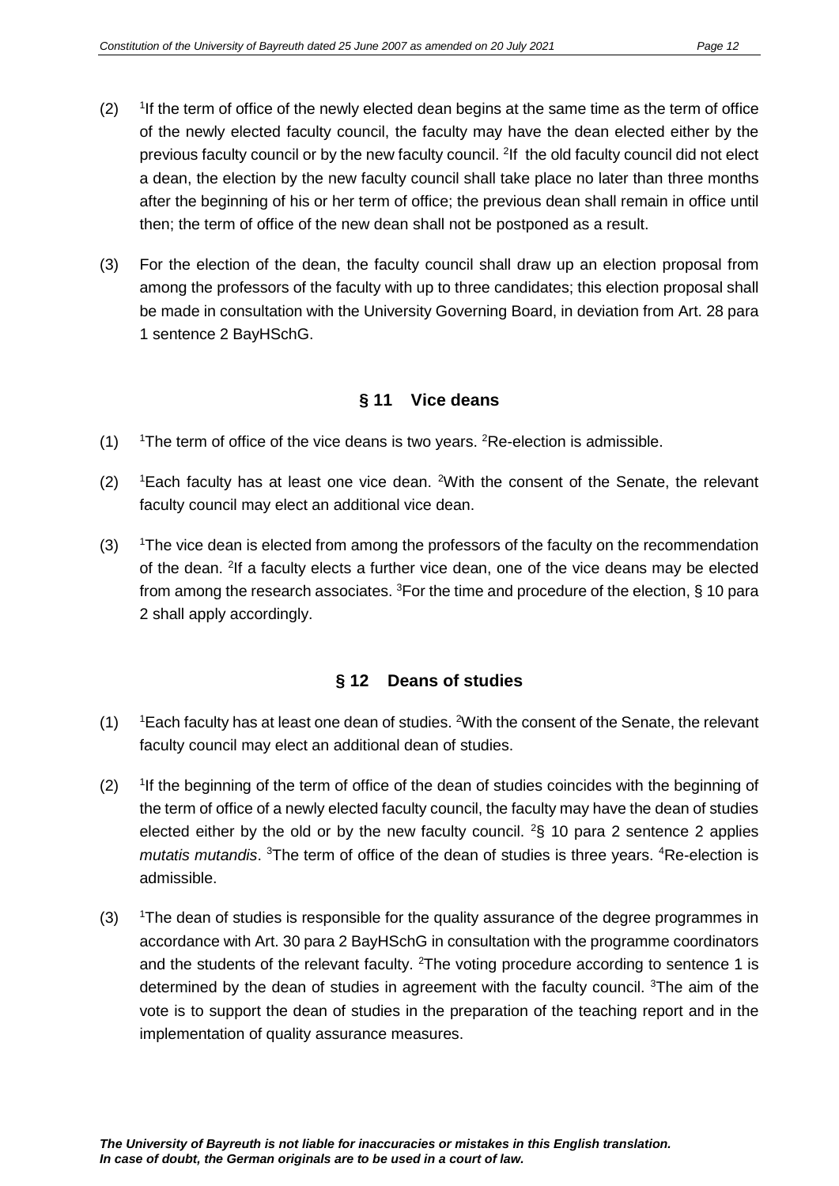(2) [1]If the term of office of the newly elected dean begins at the same time as the term of office of the newly elected faculty council, the faculty may have the dean elected either by the previous faculty council or by the new faculty council. [2]If the old faculty council did not elect a dean, the election by the new faculty council shall take place no later than three months after the beginning of his or her term of office; the previous dean shall remain in office until then; the term of office of the new dean shall not be postponed as a result.

(3) For the election of the dean, the faculty council shall draw up an election proposal from among the professors of the faculty with up to three candidates; this election proposal shall be made in consultation with the University Governing Board, in deviation from Art. 28 para 1 sentence 2 BayHSchG.

## § 11 Vice deans

(1) [1]The term of office of the vice deans is two years. [2]Re-election is admissible.

(2) [1]Each faculty has at least one vice dean. [2]With the consent of the Senate, the relevant faculty council may elect an additional vice dean.

(3) [1]The vice dean is elected from among the professors of the faculty on the recommendation of the dean. [2]If a faculty elects a further vice dean, one of the vice deans may be elected from among the research associates. [3]For the time and procedure of the election, § 10 para 2 shall apply accordingly.

## § 12 Deans of studies

(1) [1]Each faculty has at least one dean of studies. [2]With the consent of the Senate, the relevant faculty council may elect an additional dean of studies.

(2) [1]If the beginning of the term of office of the dean of studies coincides with the beginning of the term of office of a newly elected faculty council, the faculty may have the dean of studies elected either by the old or by the new faculty council. [2]§ 10 para 2 sentence 2 applies *mutatis mutandis*. [3]The term of office of the dean of studies is three years. [4]Re-election is admissible.

(3) [1]The dean of studies is responsible for the quality assurance of the degree programmes in accordance with Art. 30 para 2 BayHSchG in consultation with the programme coordinators and the students of the relevant faculty. [2]The voting procedure according to sentence 1 is determined by the dean of studies in agreement with the faculty council. [3]The aim of the vote is to support the dean of studies in the preparation of the teaching report and in the implementation of quality assurance measures.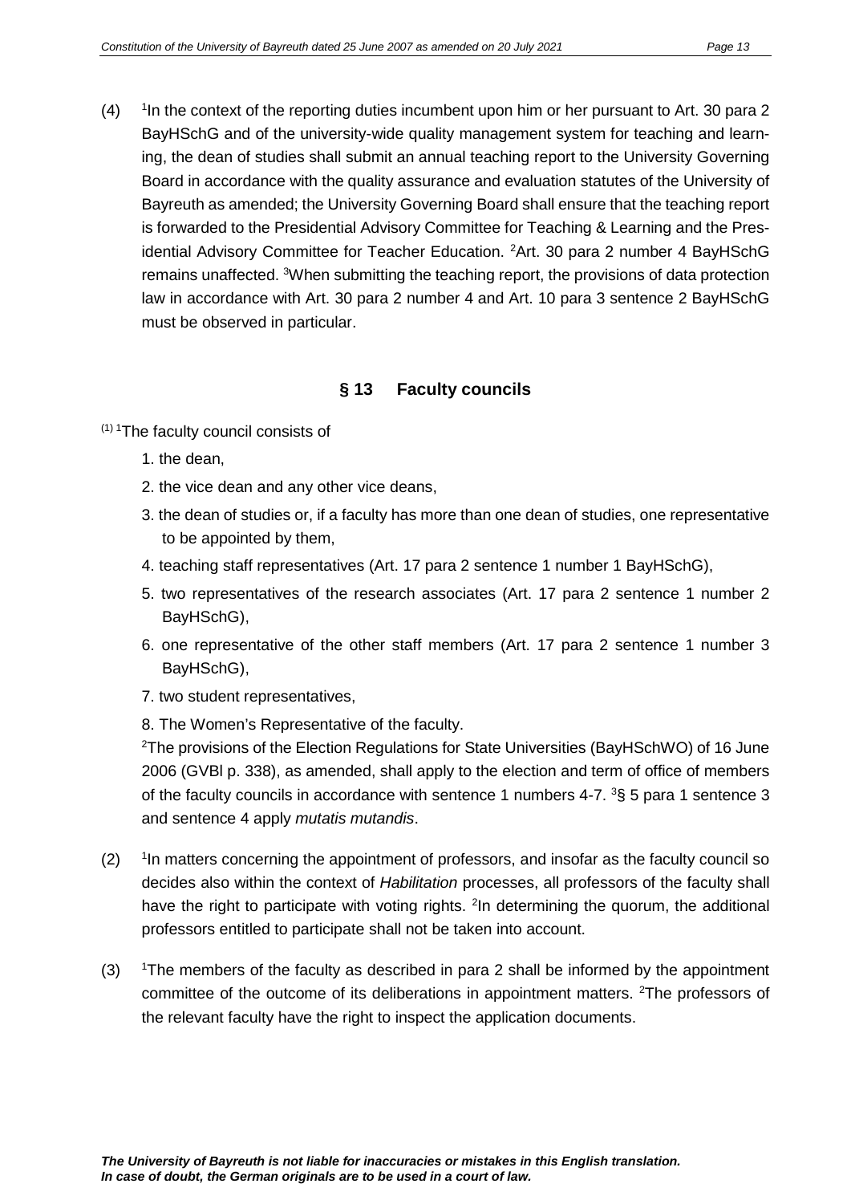(4) [1]In the context of the reporting duties incumbent upon him or her pursuant to Art. 30 para 2 BayHSchG and of the university-wide quality management system for teaching and learning, the dean of studies shall submit an annual teaching report to the University Governing Board in accordance with the quality assurance and evaluation statutes of the University of Bayreuth as amended; the University Governing Board shall ensure that the teaching report is forwarded to the Presidential Advisory Committee for Teaching & Learning and the Presidential Advisory Committee for Teacher Education. [2]Art. 30 para 2 number 4 BayHSchG remains unaffected. [3]When submitting the teaching report, the provisions of data protection law in accordance with Art. 30 para 2 number 4 and Art. 10 para 3 sentence 2 BayHSchG must be observed in particular.

## § 13 Faculty councils

(1) [1]The faculty council consists of

1. the dean,
2. the vice dean and any other vice deans,
3. the dean of studies or, if a faculty has more than one dean of studies, one representative to be appointed by them,
4. teaching staff representatives (Art. 17 para 2 sentence 1 number 1 BayHSchG),
5. two representatives of the research associates (Art. 17 para 2 sentence 1 number 2 BayHSchG),
6. one representative of the other staff members (Art. 17 para 2 sentence 1 number 3 BayHSchG),
7. two student representatives,
8. The Women's Representative of the faculty.

[2]The provisions of the Election Regulations for State Universities (BayHSchWO) of 16 June 2006 (GVBl p. 338), as amended, shall apply to the election and term of office of members of the faculty councils in accordance with sentence 1 numbers 4-7. [3]§ 5 para 1 sentence 3 and sentence 4 apply *mutatis mutandis*.

(2) [1]In matters concerning the appointment of professors, and insofar as the faculty council so decides also within the context of *Habilitation* processes, all professors of the faculty shall have the right to participate with voting rights. [2]In determining the quorum, the additional professors entitled to participate shall not be taken into account.

(3) [1]The members of the faculty as described in para 2 shall be informed by the appointment committee of the outcome of its deliberations in appointment matters. [2]The professors of the relevant faculty have the right to inspect the application documents.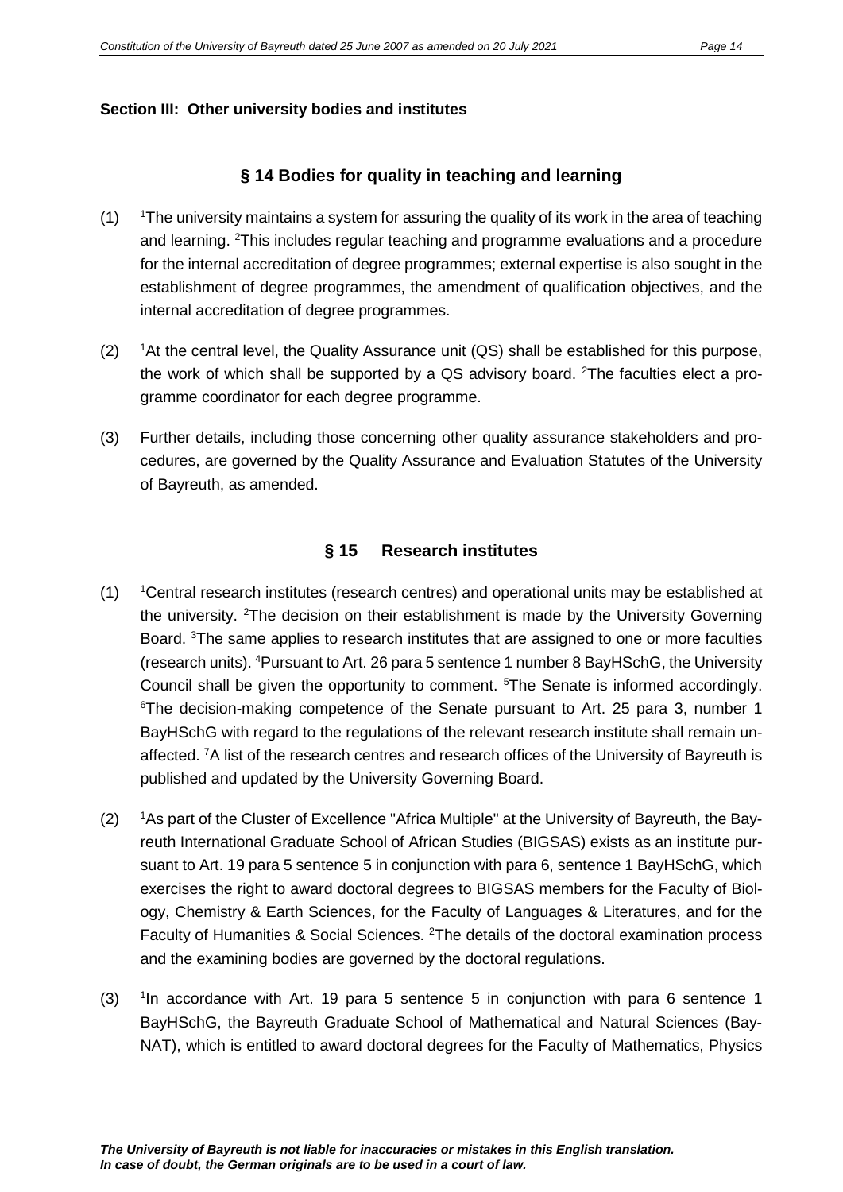**Section III: Other university bodies and institutes**

## § 14 Bodies for quality in teaching and learning

(1) [1]The university maintains a system for assuring the quality of its work in the area of teaching and learning. [2]This includes regular teaching and programme evaluations and a procedure for the internal accreditation of degree programmes; external expertise is also sought in the establishment of degree programmes, the amendment of qualification objectives, and the internal accreditation of degree programmes.

(2) [1]At the central level, the Quality Assurance unit (QS) shall be established for this purpose, the work of which shall be supported by a QS advisory board. [2]The faculties elect a programme coordinator for each degree programme.

(3) Further details, including those concerning other quality assurance stakeholders and procedures, are governed by the Quality Assurance and Evaluation Statutes of the University of Bayreuth, as amended.

## § 15 Research institutes

(1) [1]Central research institutes (research centres) and operational units may be established at the university. [2]The decision on their establishment is made by the University Governing Board. [3]The same applies to research institutes that are assigned to one or more faculties (research units). [4]Pursuant to Art. 26 para 5 sentence 1 number 8 BayHSchG, the University Council shall be given the opportunity to comment. [5]The Senate is informed accordingly. [6]The decision-making competence of the Senate pursuant to Art. 25 para 3, number 1 BayHSchG with regard to the regulations of the relevant research institute shall remain unaffected. [7]A list of the research centres and research offices of the University of Bayreuth is published and updated by the University Governing Board.

(2) [1]As part of the Cluster of Excellence "Africa Multiple" at the University of Bayreuth, the Bayreuth International Graduate School of African Studies (BIGSAS) exists as an institute pursuant to Art. 19 para 5 sentence 5 in conjunction with para 6, sentence 1 BayHSchG, which exercises the right to award doctoral degrees to BIGSAS members for the Faculty of Biology, Chemistry & Earth Sciences, for the Faculty of Languages & Literatures, and for the Faculty of Humanities & Social Sciences. [2]The details of the doctoral examination process and the examining bodies are governed by the doctoral regulations.

(3) [1]In accordance with Art. 19 para 5 sentence 5 in conjunction with para 6 sentence 1 BayHSchG, the Bayreuth Graduate School of Mathematical and Natural Sciences (BayNAT), which is entitled to award doctoral degrees for the Faculty of Mathematics, Physics

*The University of Bayreuth is not liable for inaccuracies or mistakes in this English translation. In case of doubt, the German originals are to be used in a court of law.*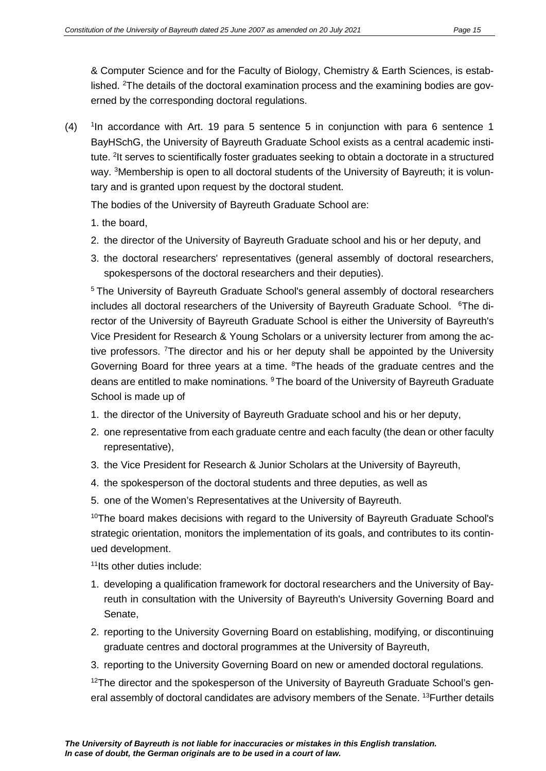& Computer Science and for the Faculty of Biology, Chemistry & Earth Sciences, is established. [2]The details of the doctoral examination process and the examining bodies are governed by the corresponding doctoral regulations.

(4) [1]In accordance with Art. 19 para 5 sentence 5 in conjunction with para 6 sentence 1 BayHSchG, the University of Bayreuth Graduate School exists as a central academic institute. [2]It serves to scientifically foster graduates seeking to obtain a doctorate in a structured way. [3]Membership is open to all doctoral students of the University of Bayreuth; it is voluntary and is granted upon request by the doctoral student.

The bodies of the University of Bayreuth Graduate School are:

1. the board,
2. the director of the University of Bayreuth Graduate school and his or her deputy, and
3. the doctoral researchers' representatives (general assembly of doctoral researchers, spokespersons of the doctoral researchers and their deputies).

[5] The University of Bayreuth Graduate School's general assembly of doctoral researchers includes all doctoral researchers of the University of Bayreuth Graduate School. [6]The director of the University of Bayreuth Graduate School is either the University of Bayreuth's Vice President for Research & Young Scholars or a university lecturer from among the active professors. [7]The director and his or her deputy shall be appointed by the University Governing Board for three years at a time. [8]The heads of the graduate centres and the deans are entitled to make nominations. [9] The board of the University of Bayreuth Graduate School is made up of

1. the director of the University of Bayreuth Graduate school and his or her deputy,
2. one representative from each graduate centre and each faculty (the dean or other faculty representative),
3. the Vice President for Research & Junior Scholars at the University of Bayreuth,
4. the spokesperson of the doctoral students and three deputies, as well as
5. one of the Women's Representatives at the University of Bayreuth.

[10]The board makes decisions with regard to the University of Bayreuth Graduate School's strategic orientation, monitors the implementation of its goals, and contributes to its continued development.

[11]Its other duties include:

1. developing a qualification framework for doctoral researchers and the University of Bayreuth in consultation with the University of Bayreuth's University Governing Board and Senate,
2. reporting to the University Governing Board on establishing, modifying, or discontinuing graduate centres and doctoral programmes at the University of Bayreuth,
3. reporting to the University Governing Board on new or amended doctoral regulations.

[12]The director and the spokesperson of the University of Bayreuth Graduate School's general assembly of doctoral candidates are advisory members of the Senate. [13]Further details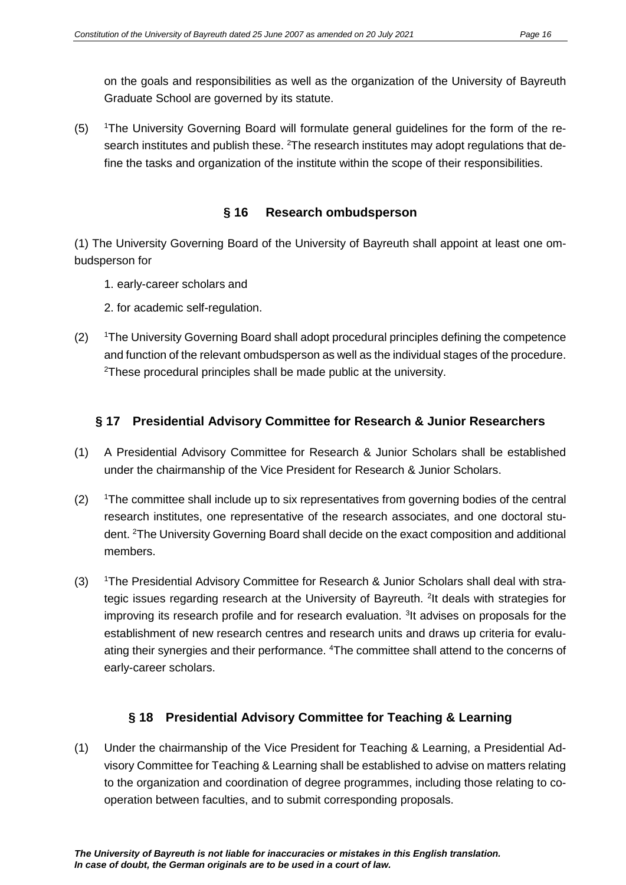on the goals and responsibilities as well as the organization of the University of Bayreuth Graduate School are governed by its statute.

(5) [1]The University Governing Board will formulate general guidelines for the form of the research institutes and publish these. [2]The research institutes may adopt regulations that define the tasks and organization of the institute within the scope of their responsibilities.

## § 16 Research ombudsperson

(1) The University Governing Board of the University of Bayreuth shall appoint at least one ombudsperson for

1. early-career scholars and

2. for academic self-regulation.

(2) [1]The University Governing Board shall adopt procedural principles defining the competence and function of the relevant ombudsperson as well as the individual stages of the procedure. [2]These procedural principles shall be made public at the university.

## § 17 Presidential Advisory Committee for Research & Junior Researchers

(1) A Presidential Advisory Committee for Research & Junior Scholars shall be established under the chairmanship of the Vice President for Research & Junior Scholars.

(2) [1]The committee shall include up to six representatives from governing bodies of the central research institutes, one representative of the research associates, and one doctoral student. [2]The University Governing Board shall decide on the exact composition and additional members.

(3) [1]The Presidential Advisory Committee for Research & Junior Scholars shall deal with strategic issues regarding research at the University of Bayreuth. [2]It deals with strategies for improving its research profile and for research evaluation. [3]It advises on proposals for the establishment of new research centres and research units and draws up criteria for evaluating their synergies and their performance. [4]The committee shall attend to the concerns of early-career scholars.

## § 18 Presidential Advisory Committee for Teaching & Learning

(1) Under the chairmanship of the Vice President for Teaching & Learning, a Presidential Advisory Committee for Teaching & Learning shall be established to advise on matters relating to the organization and coordination of degree programmes, including those relating to cooperation between faculties, and to submit corresponding proposals.

***The University of Bayreuth is not liable for inaccuracies or mistakes in this English translation. In case of doubt, the German originals are to be used in a court of law.***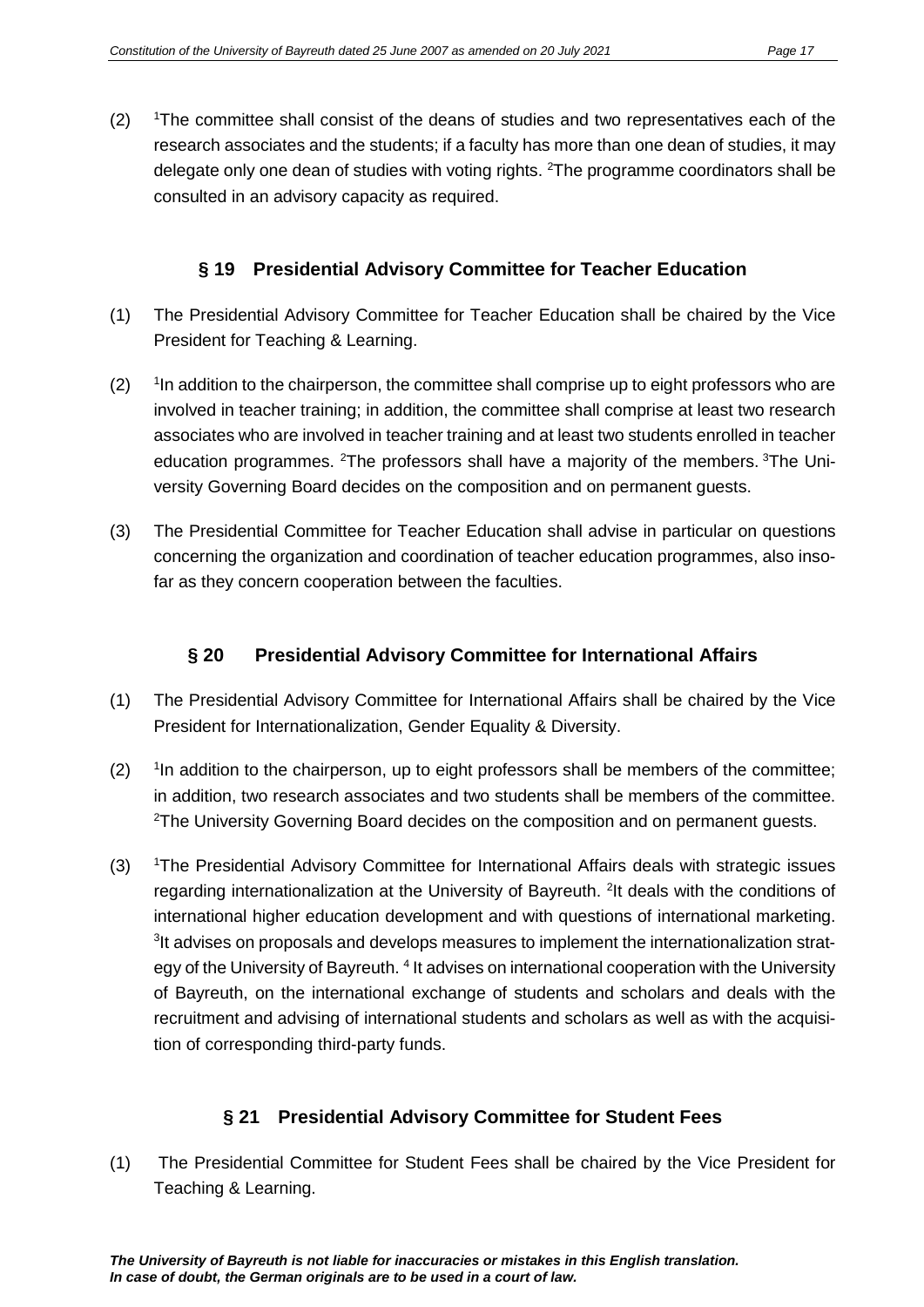(2) [1]The committee shall consist of the deans of studies and two representatives each of the research associates and the students; if a faculty has more than one dean of studies, it may delegate only one dean of studies with voting rights. [2]The programme coordinators shall be consulted in an advisory capacity as required.

## § 19 Presidential Advisory Committee for Teacher Education

(1) The Presidential Advisory Committee for Teacher Education shall be chaired by the Vice President for Teaching & Learning.

(2) [1]In addition to the chairperson, the committee shall comprise up to eight professors who are involved in teacher training; in addition, the committee shall comprise at least two research associates who are involved in teacher training and at least two students enrolled in teacher education programmes. [2]The professors shall have a majority of the members. [3]The University Governing Board decides on the composition and on permanent guests.

(3) The Presidential Committee for Teacher Education shall advise in particular on questions concerning the organization and coordination of teacher education programmes, also insofar as they concern cooperation between the faculties.

## § 20 Presidential Advisory Committee for International Affairs

(1) The Presidential Advisory Committee for International Affairs shall be chaired by the Vice President for Internationalization, Gender Equality & Diversity.

(2) [1]In addition to the chairperson, up to eight professors shall be members of the committee; in addition, two research associates and two students shall be members of the committee. [2]The University Governing Board decides on the composition and on permanent guests.

(3) [1]The Presidential Advisory Committee for International Affairs deals with strategic issues regarding internationalization at the University of Bayreuth. [2]It deals with the conditions of international higher education development and with questions of international marketing. [3]It advises on proposals and develops measures to implement the internationalization strategy of the University of Bayreuth. [4] It advises on international cooperation with the University of Bayreuth, on the international exchange of students and scholars and deals with the recruitment and advising of international students and scholars as well as with the acquisition of corresponding third-party funds.

## § 21 Presidential Advisory Committee for Student Fees

(1) The Presidential Committee for Student Fees shall be chaired by the Vice President for Teaching & Learning.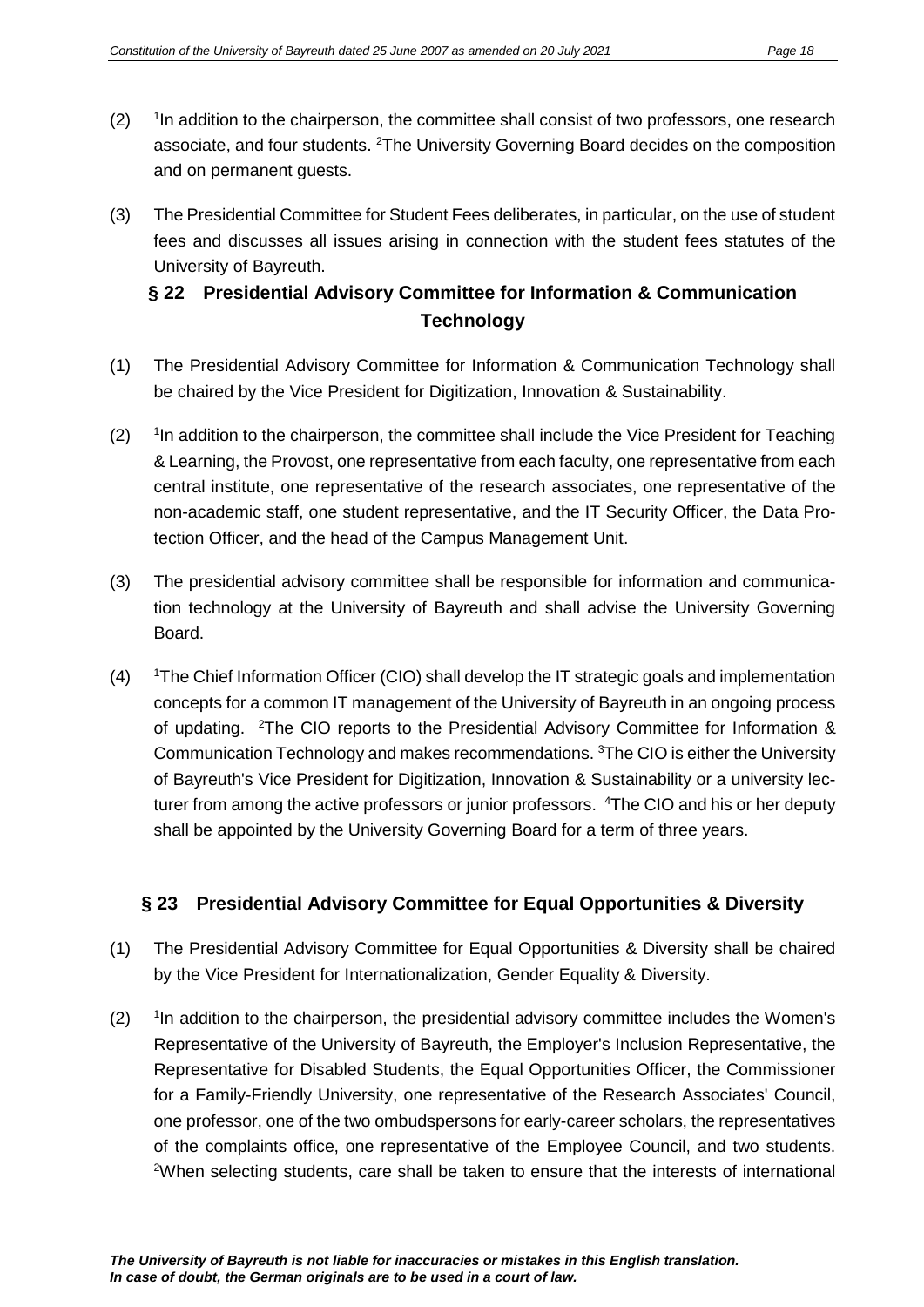(2) [1]In addition to the chairperson, the committee shall consist of two professors, one research associate, and four students. [2]The University Governing Board decides on the composition and on permanent guests.

(3) The Presidential Committee for Student Fees deliberates, in particular, on the use of student fees and discusses all issues arising in connection with the student fees statutes of the University of Bayreuth.

## § 22 Presidential Advisory Committee for Information & Communication Technology

(1) The Presidential Advisory Committee for Information & Communication Technology shall be chaired by the Vice President for Digitization, Innovation & Sustainability.

(2) [1]In addition to the chairperson, the committee shall include the Vice President for Teaching & Learning, the Provost, one representative from each faculty, one representative from each central institute, one representative of the research associates, one representative of the non-academic staff, one student representative, and the IT Security Officer, the Data Protection Officer, and the head of the Campus Management Unit.

(3) The presidential advisory committee shall be responsible for information and communication technology at the University of Bayreuth and shall advise the University Governing Board.

(4) [1]The Chief Information Officer (CIO) shall develop the IT strategic goals and implementation concepts for a common IT management of the University of Bayreuth in an ongoing process of updating. [2]The CIO reports to the Presidential Advisory Committee for Information & Communication Technology and makes recommendations. [3]The CIO is either the University of Bayreuth's Vice President for Digitization, Innovation & Sustainability or a university lecturer from among the active professors or junior professors. [4]The CIO and his or her deputy shall be appointed by the University Governing Board for a term of three years.

## § 23 Presidential Advisory Committee for Equal Opportunities & Diversity

(1) The Presidential Advisory Committee for Equal Opportunities & Diversity shall be chaired by the Vice President for Internationalization, Gender Equality & Diversity.

(2) [1]In addition to the chairperson, the presidential advisory committee includes the Women's Representative of the University of Bayreuth, the Employer's Inclusion Representative, the Representative for Disabled Students, the Equal Opportunities Officer, the Commissioner for a Family-Friendly University, one representative of the Research Associates' Council, one professor, one of the two ombudspersons for early-career scholars, the representatives of the complaints office, one representative of the Employee Council, and two students. [2]When selecting students, care shall be taken to ensure that the interests of international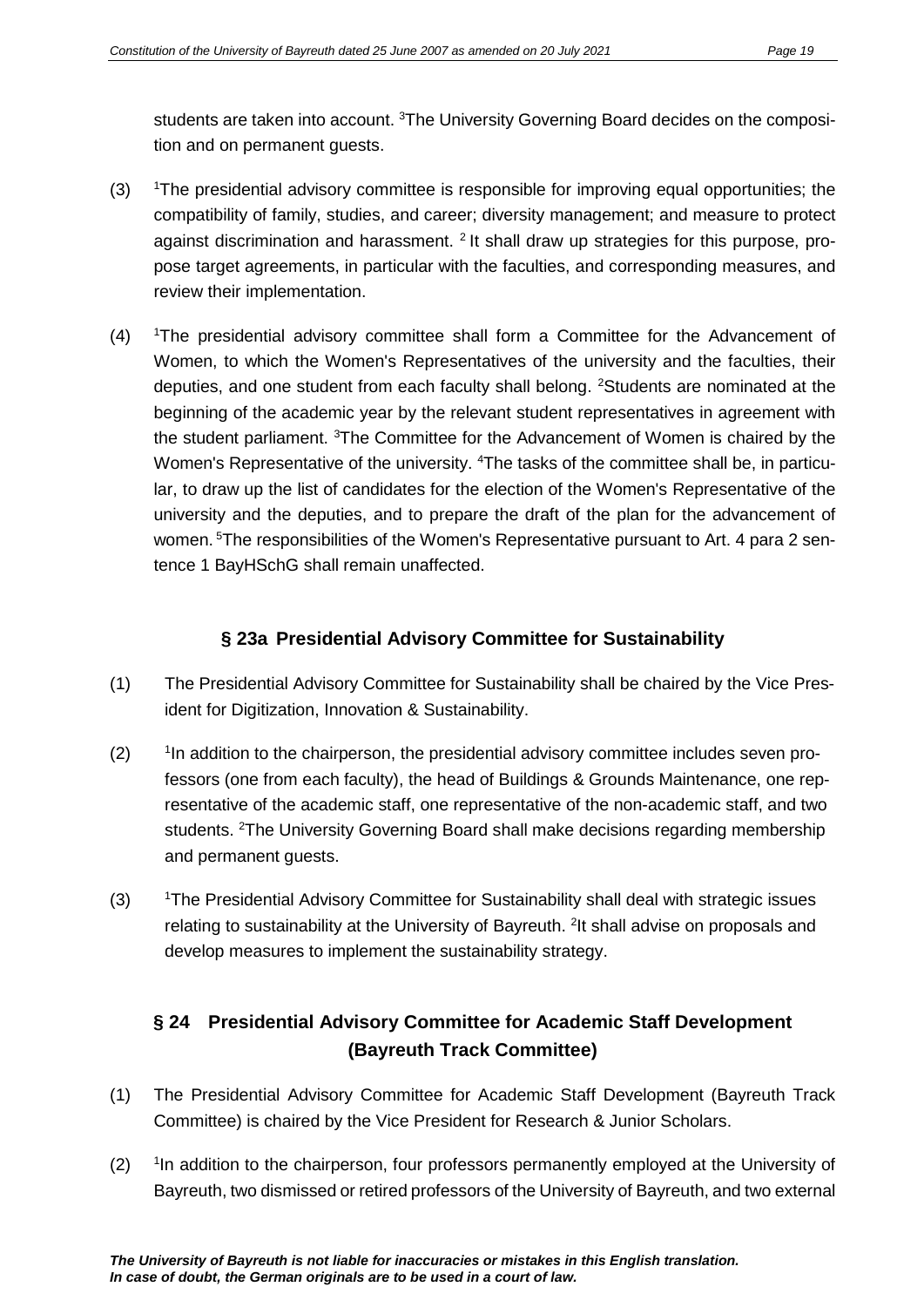students are taken into account. [3]The University Governing Board decides on the composition and on permanent guests.

(3) [1]The presidential advisory committee is responsible for improving equal opportunities; the compatibility of family, studies, and career; diversity management; and measure to protect against discrimination and harassment. [2] It shall draw up strategies for this purpose, propose target agreements, in particular with the faculties, and corresponding measures, and review their implementation.

(4) [1]The presidential advisory committee shall form a Committee for the Advancement of Women, to which the Women's Representatives of the university and the faculties, their deputies, and one student from each faculty shall belong. [2]Students are nominated at the beginning of the academic year by the relevant student representatives in agreement with the student parliament. [3]The Committee for the Advancement of Women is chaired by the Women's Representative of the university. [4]The tasks of the committee shall be, in particular, to draw up the list of candidates for the election of the Women's Representative of the university and the deputies, and to prepare the draft of the plan for the advancement of women. [5]The responsibilities of the Women's Representative pursuant to Art. 4 para 2 sentence 1 BayHSchG shall remain unaffected.

## § 23a Presidential Advisory Committee for Sustainability

(1) The Presidential Advisory Committee for Sustainability shall be chaired by the Vice President for Digitization, Innovation & Sustainability.

(2) [1]In addition to the chairperson, the presidential advisory committee includes seven professors (one from each faculty), the head of Buildings & Grounds Maintenance, one representative of the academic staff, one representative of the non-academic staff, and two students. [2]The University Governing Board shall make decisions regarding membership and permanent guests.

(3) [1]The Presidential Advisory Committee for Sustainability shall deal with strategic issues relating to sustainability at the University of Bayreuth. [2]It shall advise on proposals and develop measures to implement the sustainability strategy.

## § 24 Presidential Advisory Committee for Academic Staff Development (Bayreuth Track Committee)

(1) The Presidential Advisory Committee for Academic Staff Development (Bayreuth Track Committee) is chaired by the Vice President for Research & Junior Scholars.

(2) [1]In addition to the chairperson, four professors permanently employed at the University of Bayreuth, two dismissed or retired professors of the University of Bayreuth, and two external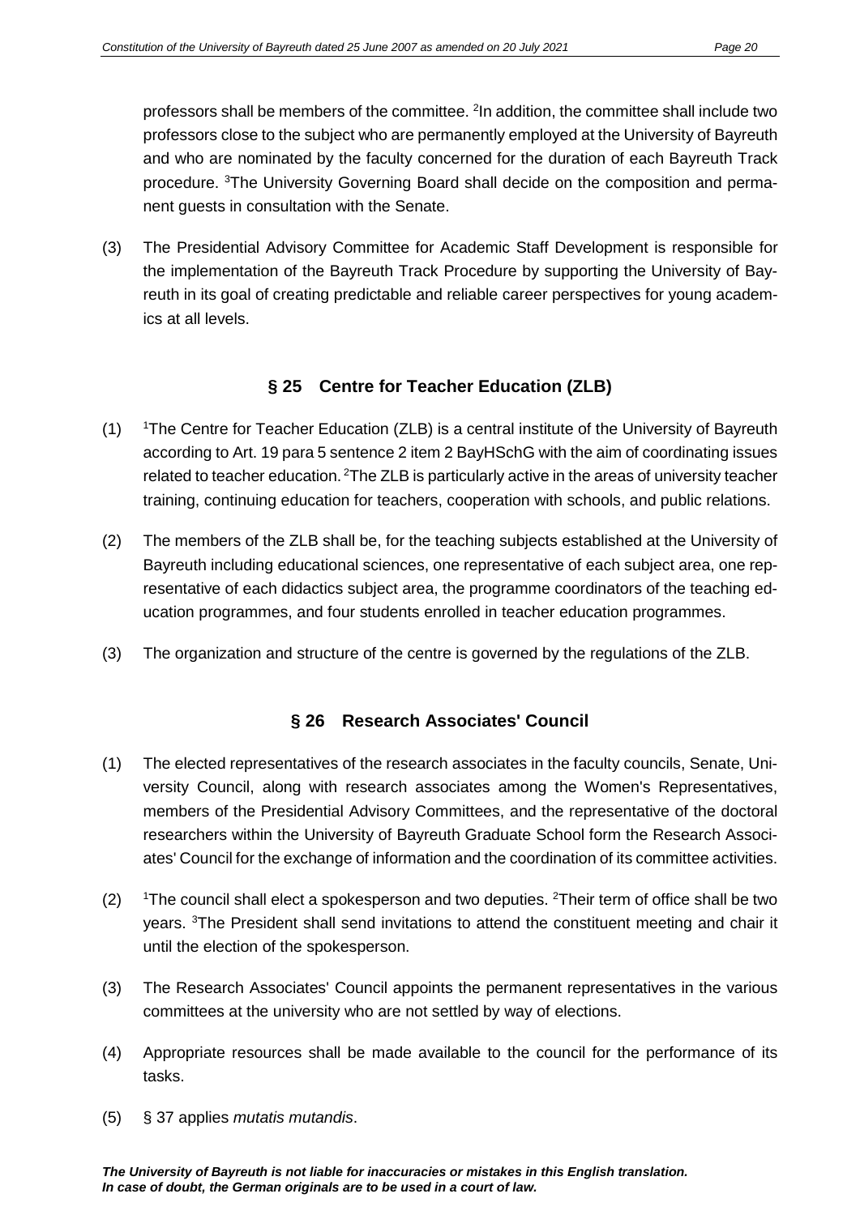professors shall be members of the committee. [2]In addition, the committee shall include two professors close to the subject who are permanently employed at the University of Bayreuth and who are nominated by the faculty concerned for the duration of each Bayreuth Track procedure. [3]The University Governing Board shall decide on the composition and permanent guests in consultation with the Senate.

(3) The Presidential Advisory Committee for Academic Staff Development is responsible for the implementation of the Bayreuth Track Procedure by supporting the University of Bayreuth in its goal of creating predictable and reliable career perspectives for young academics at all levels.

## § 25 Centre for Teacher Education (ZLB)

(1) [1]The Centre for Teacher Education (ZLB) is a central institute of the University of Bayreuth according to Art. 19 para 5 sentence 2 item 2 BayHSchG with the aim of coordinating issues related to teacher education. [2]The ZLB is particularly active in the areas of university teacher training, continuing education for teachers, cooperation with schools, and public relations.

(2) The members of the ZLB shall be, for the teaching subjects established at the University of Bayreuth including educational sciences, one representative of each subject area, one representative of each didactics subject area, the programme coordinators of the teaching education programmes, and four students enrolled in teacher education programmes.

(3) The organization and structure of the centre is governed by the regulations of the ZLB.

## § 26 Research Associates' Council

(1) The elected representatives of the research associates in the faculty councils, Senate, University Council, along with research associates among the Women's Representatives, members of the Presidential Advisory Committees, and the representative of the doctoral researchers within the University of Bayreuth Graduate School form the Research Associates' Council for the exchange of information and the coordination of its committee activities.

(2) [1]The council shall elect a spokesperson and two deputies. [2]Their term of office shall be two years. [3]The President shall send invitations to attend the constituent meeting and chair it until the election of the spokesperson.

(3) The Research Associates' Council appoints the permanent representatives in the various committees at the university who are not settled by way of elections.

(4) Appropriate resources shall be made available to the council for the performance of its tasks.

(5) § 37 applies *mutatis mutandis*.

***The University of Bayreuth is not liable for inaccuracies or mistakes in this English translation. In case of doubt, the German originals are to be used in a court of law.***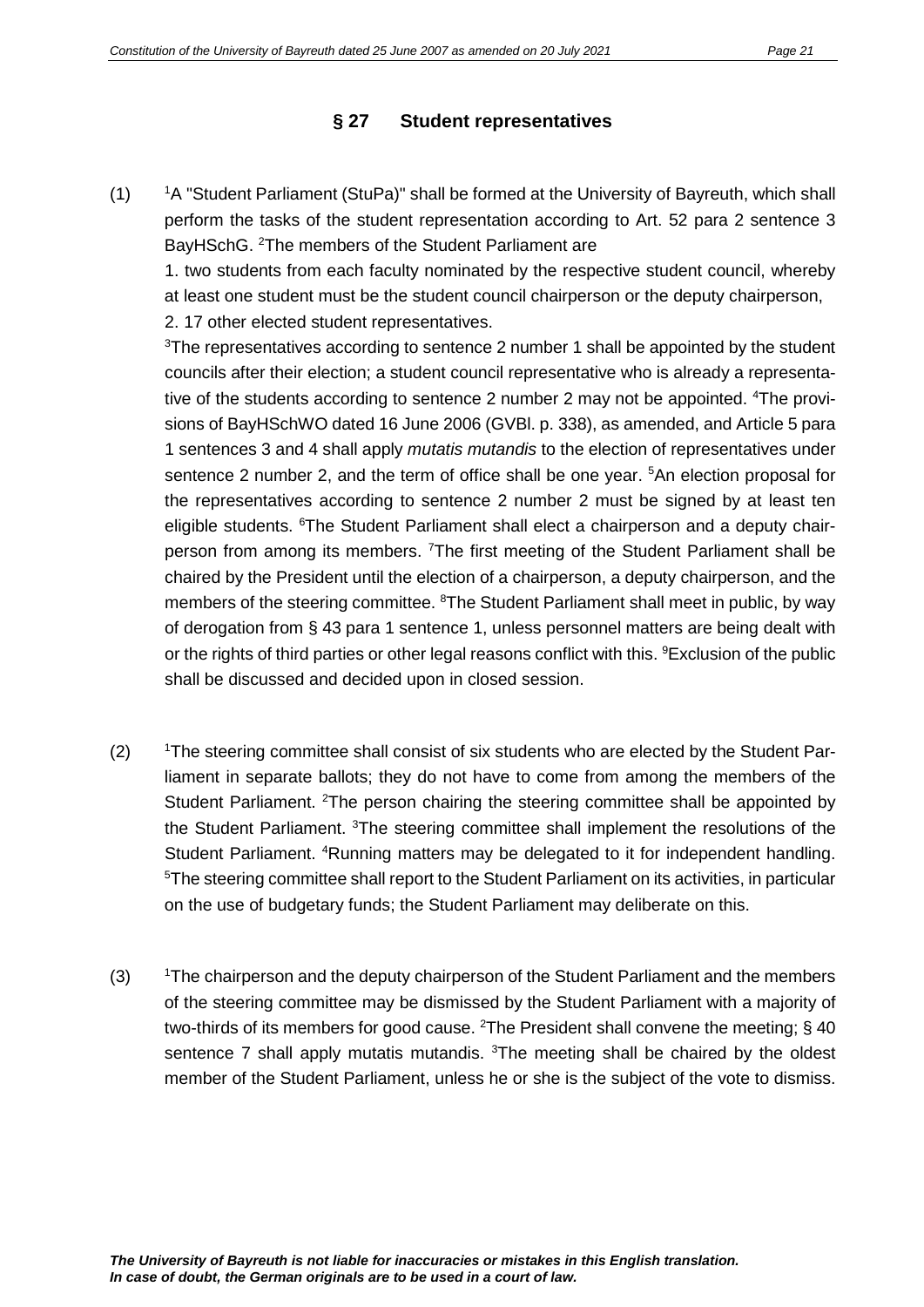## § 27 Student representatives

(1) [1]A "Student Parliament (StuPa)" shall be formed at the University of Bayreuth, which shall perform the tasks of the student representation according to Art. 52 para 2 sentence 3 BayHSchG. [2]The members of the Student Parliament are

1. two students from each faculty nominated by the respective student council, whereby at least one student must be the student council chairperson or the deputy chairperson,
2. 17 other elected student representatives.

[3]The representatives according to sentence 2 number 1 shall be appointed by the student councils after their election; a student council representative who is already a representative of the students according to sentence 2 number 2 may not be appointed. [4]The provisions of BayHSchWO dated 16 June 2006 (GVBl. p. 338), as amended, and Article 5 para 1 sentences 3 and 4 shall apply *mutatis mutandis* to the election of representatives under sentence 2 number 2, and the term of office shall be one year. [5]An election proposal for the representatives according to sentence 2 number 2 must be signed by at least ten eligible students. [6]The Student Parliament shall elect a chairperson and a deputy chairperson from among its members. [7]The first meeting of the Student Parliament shall be chaired by the President until the election of a chairperson, a deputy chairperson, and the members of the steering committee. [8]The Student Parliament shall meet in public, by way of derogation from § 43 para 1 sentence 1, unless personnel matters are being dealt with or the rights of third parties or other legal reasons conflict with this. [9]Exclusion of the public shall be discussed and decided upon in closed session.

(2) [1]The steering committee shall consist of six students who are elected by the Student Parliament in separate ballots; they do not have to come from among the members of the Student Parliament. [2]The person chairing the steering committee shall be appointed by the Student Parliament. [3]The steering committee shall implement the resolutions of the Student Parliament. [4]Running matters may be delegated to it for independent handling. [5]The steering committee shall report to the Student Parliament on its activities, in particular on the use of budgetary funds; the Student Parliament may deliberate on this.

(3) [1]The chairperson and the deputy chairperson of the Student Parliament and the members of the steering committee may be dismissed by the Student Parliament with a majority of two-thirds of its members for good cause. [2]The President shall convene the meeting; § 40 sentence 7 shall apply mutatis mutandis. [3]The meeting shall be chaired by the oldest member of the Student Parliament, unless he or she is the subject of the vote to dismiss.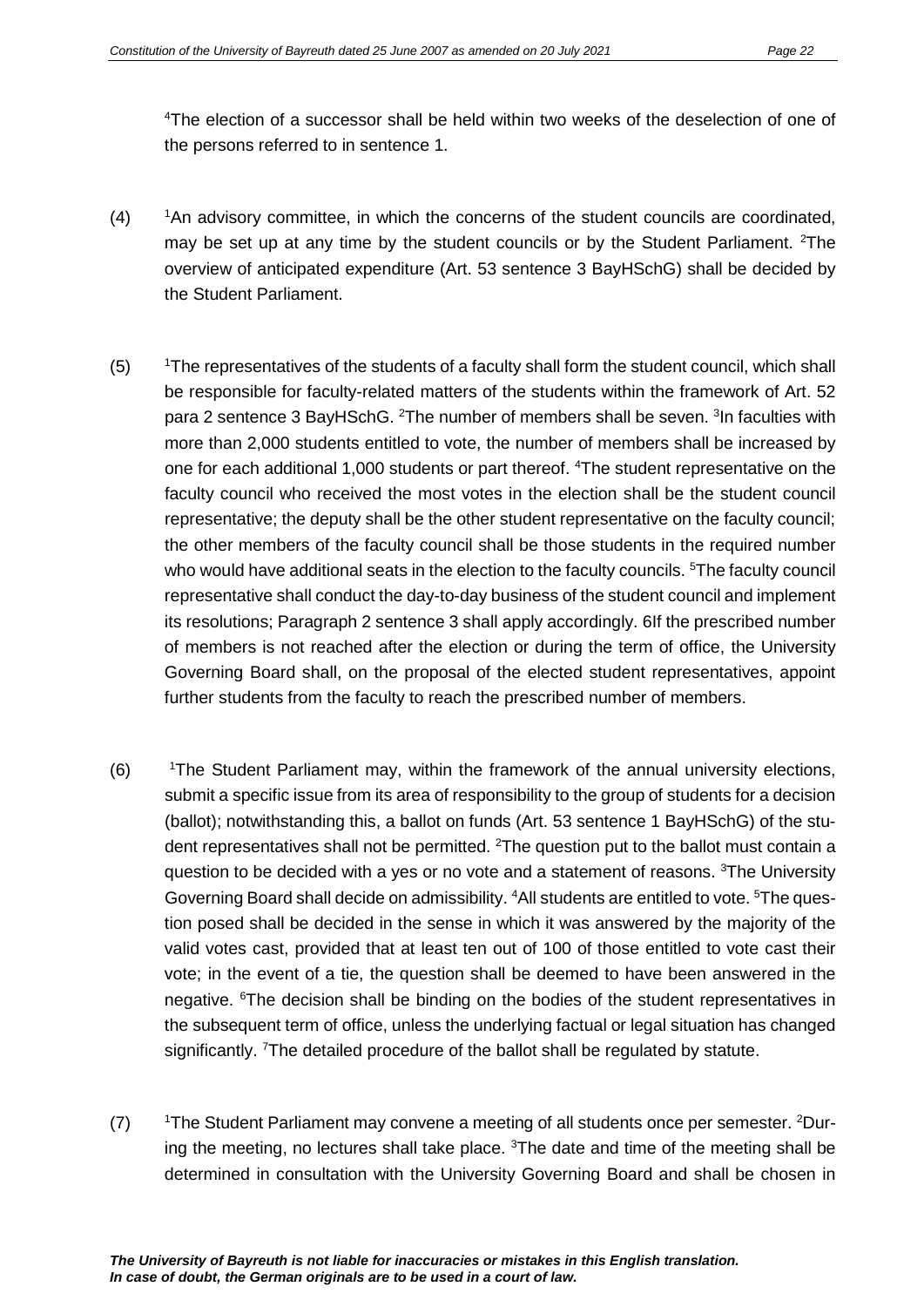[4]The election of a successor shall be held within two weeks of the deselection of one of the persons referred to in sentence 1.

(4) [1]An advisory committee, in which the concerns of the student councils are coordinated, may be set up at any time by the student councils or by the Student Parliament. [2]The overview of anticipated expenditure (Art. 53 sentence 3 BayHSchG) shall be decided by the Student Parliament.

(5) [1]The representatives of the students of a faculty shall form the student council, which shall be responsible for faculty-related matters of the students within the framework of Art. 52 para 2 sentence 3 BayHSchG. [2]The number of members shall be seven. [3]In faculties with more than 2,000 students entitled to vote, the number of members shall be increased by one for each additional 1,000 students or part thereof. [4]The student representative on the faculty council who received the most votes in the election shall be the student council representative; the deputy shall be the other student representative on the faculty council; the other members of the faculty council shall be those students in the required number who would have additional seats in the election to the faculty councils. [5]The faculty council representative shall conduct the day-to-day business of the student council and implement its resolutions; Paragraph 2 sentence 3 shall apply accordingly. 6If the prescribed number of members is not reached after the election or during the term of office, the University Governing Board shall, on the proposal of the elected student representatives, appoint further students from the faculty to reach the prescribed number of members.

(6) [1]The Student Parliament may, within the framework of the annual university elections, submit a specific issue from its area of responsibility to the group of students for a decision (ballot); notwithstanding this, a ballot on funds (Art. 53 sentence 1 BayHSchG) of the student representatives shall not be permitted. [2]The question put to the ballot must contain a question to be decided with a yes or no vote and a statement of reasons. [3]The University Governing Board shall decide on admissibility. [4]All students are entitled to vote. [5]The question posed shall be decided in the sense in which it was answered by the majority of the valid votes cast, provided that at least ten out of 100 of those entitled to vote cast their vote; in the event of a tie, the question shall be deemed to have been answered in the negative. [6]The decision shall be binding on the bodies of the student representatives in the subsequent term of office, unless the underlying factual or legal situation has changed significantly. [7]The detailed procedure of the ballot shall be regulated by statute.

(7) [1]The Student Parliament may convene a meeting of all students once per semester. [2]During the meeting, no lectures shall take place. [3]The date and time of the meeting shall be determined in consultation with the University Governing Board and shall be chosen in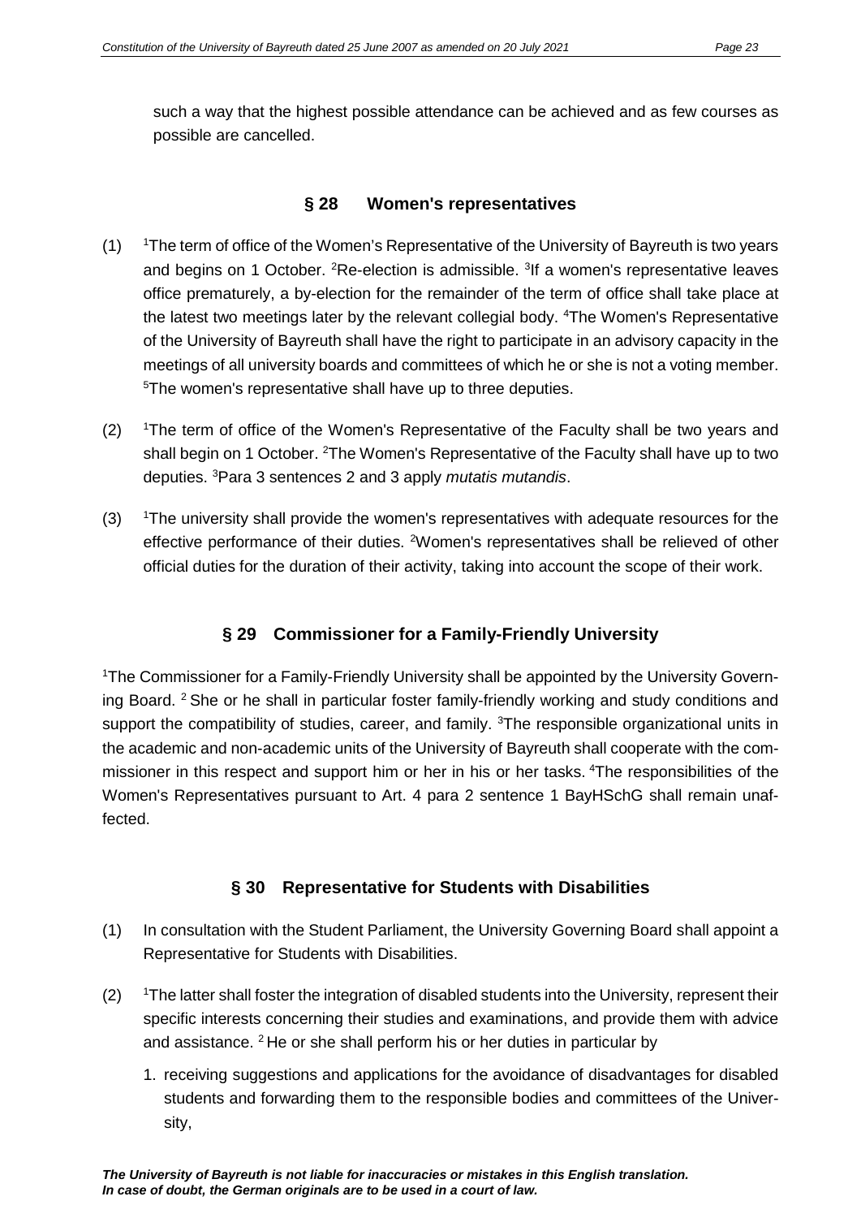such a way that the highest possible attendance can be achieved and as few courses as possible are cancelled.

## § 28 Women's representatives

(1) [1]The term of office of the Women's Representative of the University of Bayreuth is two years and begins on 1 October. [2]Re-election is admissible. [3]If a women's representative leaves office prematurely, a by-election for the remainder of the term of office shall take place at the latest two meetings later by the relevant collegial body. [4]The Women's Representative of the University of Bayreuth shall have the right to participate in an advisory capacity in the meetings of all university boards and committees of which he or she is not a voting member. [5]The women's representative shall have up to three deputies.

(2) [1]The term of office of the Women's Representative of the Faculty shall be two years and shall begin on 1 October. [2]The Women's Representative of the Faculty shall have up to two deputies. [3]Para 3 sentences 2 and 3 apply *mutatis mutandis*.

(3) [1]The university shall provide the women's representatives with adequate resources for the effective performance of their duties. [2]Women's representatives shall be relieved of other official duties for the duration of their activity, taking into account the scope of their work.

## § 29 Commissioner for a Family-Friendly University

[1]The Commissioner for a Family-Friendly University shall be appointed by the University Governing Board. [2] She or he shall in particular foster family-friendly working and study conditions and support the compatibility of studies, career, and family. [3]The responsible organizational units in the academic and non-academic units of the University of Bayreuth shall cooperate with the commissioner in this respect and support him or her in his or her tasks. [4]The responsibilities of the Women's Representatives pursuant to Art. 4 para 2 sentence 1 BayHSchG shall remain unaffected.

## § 30 Representative for Students with Disabilities

(1) In consultation with the Student Parliament, the University Governing Board shall appoint a Representative for Students with Disabilities.

(2) [1]The latter shall foster the integration of disabled students into the University, represent their specific interests concerning their studies and examinations, and provide them with advice and assistance. [2] He or she shall perform his or her duties in particular by

1. receiving suggestions and applications for the avoidance of disadvantages for disabled students and forwarding them to the responsible bodies and committees of the University,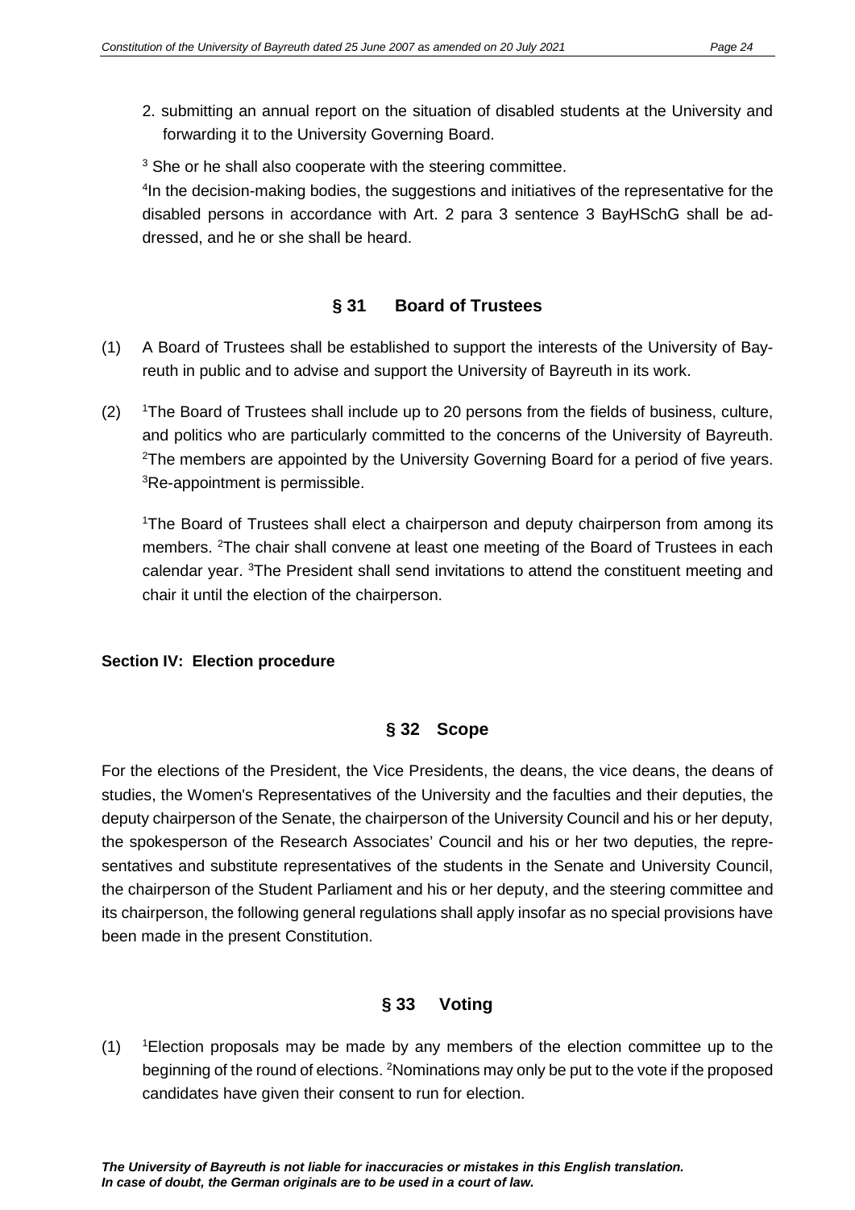2. submitting an annual report on the situation of disabled students at the University and forwarding it to the University Governing Board.

[3] She or he shall also cooperate with the steering committee.

[4]In the decision-making bodies, the suggestions and initiatives of the representative for the disabled persons in accordance with Art. 2 para 3 sentence 3 BayHSchG shall be addressed, and he or she shall be heard.

## § 31 Board of Trustees

(1) A Board of Trustees shall be established to support the interests of the University of Bayreuth in public and to advise and support the University of Bayreuth in its work.

(2) [1]The Board of Trustees shall include up to 20 persons from the fields of business, culture, and politics who are particularly committed to the concerns of the University of Bayreuth. [2]The members are appointed by the University Governing Board for a period of five years. [3]Re-appointment is permissible.

[1]The Board of Trustees shall elect a chairperson and deputy chairperson from among its members. [2]The chair shall convene at least one meeting of the Board of Trustees in each calendar year. [3]The President shall send invitations to attend the constituent meeting and chair it until the election of the chairperson.

**Section IV: Election procedure**

## § 32 Scope

For the elections of the President, the Vice Presidents, the deans, the vice deans, the deans of studies, the Women's Representatives of the University and the faculties and their deputies, the deputy chairperson of the Senate, the chairperson of the University Council and his or her deputy, the spokesperson of the Research Associates' Council and his or her two deputies, the representatives and substitute representatives of the students in the Senate and University Council, the chairperson of the Student Parliament and his or her deputy, and the steering committee and its chairperson, the following general regulations shall apply insofar as no special provisions have been made in the present Constitution.

## § 33 Voting

(1) [1]Election proposals may be made by any members of the election committee up to the beginning of the round of elections. [2]Nominations may only be put to the vote if the proposed candidates have given their consent to run for election.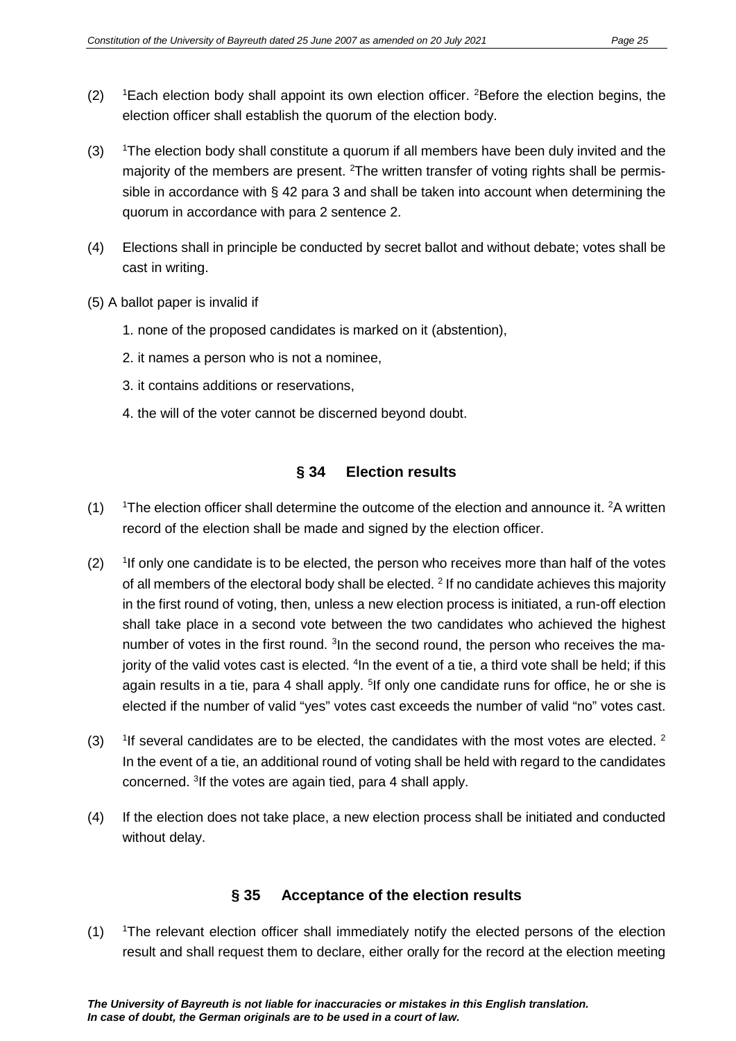(2) [1]Each election body shall appoint its own election officer. [2]Before the election begins, the election officer shall establish the quorum of the election body.

(3) [1]The election body shall constitute a quorum if all members have been duly invited and the majority of the members are present. [2]The written transfer of voting rights shall be permissible in accordance with § 42 para 3 and shall be taken into account when determining the quorum in accordance with para 2 sentence 2.

(4) Elections shall in principle be conducted by secret ballot and without debate; votes shall be cast in writing.

(5) A ballot paper is invalid if

1. none of the proposed candidates is marked on it (abstention),
2. it names a person who is not a nominee,
3. it contains additions or reservations,
4. the will of the voter cannot be discerned beyond doubt.

## § 34 Election results

(1) [1]The election officer shall determine the outcome of the election and announce it. [2]A written record of the election shall be made and signed by the election officer.

(2) [1]If only one candidate is to be elected, the person who receives more than half of the votes of all members of the electoral body shall be elected. [2] If no candidate achieves this majority in the first round of voting, then, unless a new election process is initiated, a run-off election shall take place in a second vote between the two candidates who achieved the highest number of votes in the first round. [3]In the second round, the person who receives the majority of the valid votes cast is elected. [4]In the event of a tie, a third vote shall be held; if this again results in a tie, para 4 shall apply. [5]If only one candidate runs for office, he or she is elected if the number of valid "yes" votes cast exceeds the number of valid "no" votes cast.

(3) [1]If several candidates are to be elected, the candidates with the most votes are elected. [2] In the event of a tie, an additional round of voting shall be held with regard to the candidates concerned. [3]If the votes are again tied, para 4 shall apply.

(4) If the election does not take place, a new election process shall be initiated and conducted without delay.

## § 35 Acceptance of the election results

(1) [1]The relevant election officer shall immediately notify the elected persons of the election result and shall request them to declare, either orally for the record at the election meeting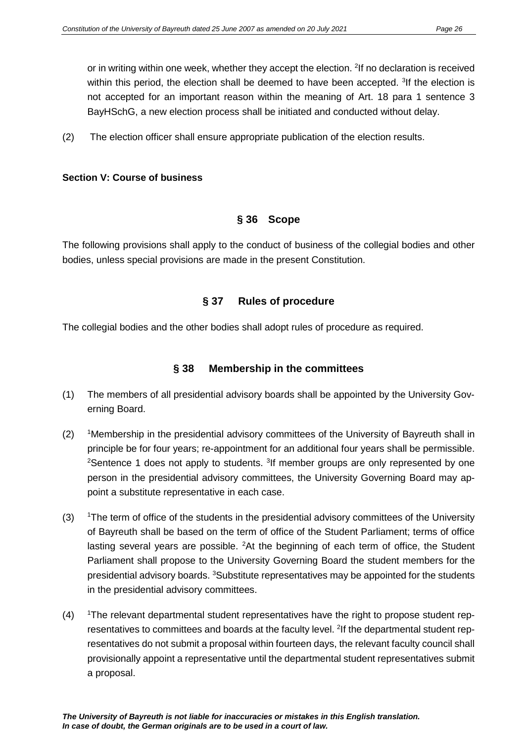or in writing within one week, whether they accept the election. [2]If no declaration is received within this period, the election shall be deemed to have been accepted. [3]If the election is not accepted for an important reason within the meaning of Art. 18 para 1 sentence 3 BayHSchG, a new election process shall be initiated and conducted without delay.

(2) The election officer shall ensure appropriate publication of the election results.

**Section V: Course of business**

## § 36 Scope

The following provisions shall apply to the conduct of business of the collegial bodies and other bodies, unless special provisions are made in the present Constitution.

## § 37 Rules of procedure

The collegial bodies and the other bodies shall adopt rules of procedure as required.

## § 38 Membership in the committees

(1) The members of all presidential advisory boards shall be appointed by the University Governing Board.

(2) [1]Membership in the presidential advisory committees of the University of Bayreuth shall in principle be for four years; re-appointment for an additional four years shall be permissible. [2]Sentence 1 does not apply to students. [3]If member groups are only represented by one person in the presidential advisory committees, the University Governing Board may appoint a substitute representative in each case.

(3) [1]The term of office of the students in the presidential advisory committees of the University of Bayreuth shall be based on the term of office of the Student Parliament; terms of office lasting several years are possible. [2]At the beginning of each term of office, the Student Parliament shall propose to the University Governing Board the student members for the presidential advisory boards. [3]Substitute representatives may be appointed for the students in the presidential advisory committees.

(4) [1]The relevant departmental student representatives have the right to propose student representatives to committees and boards at the faculty level. [2]If the departmental student representatives do not submit a proposal within fourteen days, the relevant faculty council shall provisionally appoint a representative until the departmental student representatives submit a proposal.

***The University of Bayreuth is not liable for inaccuracies or mistakes in this English translation. In case of doubt, the German originals are to be used in a court of law.***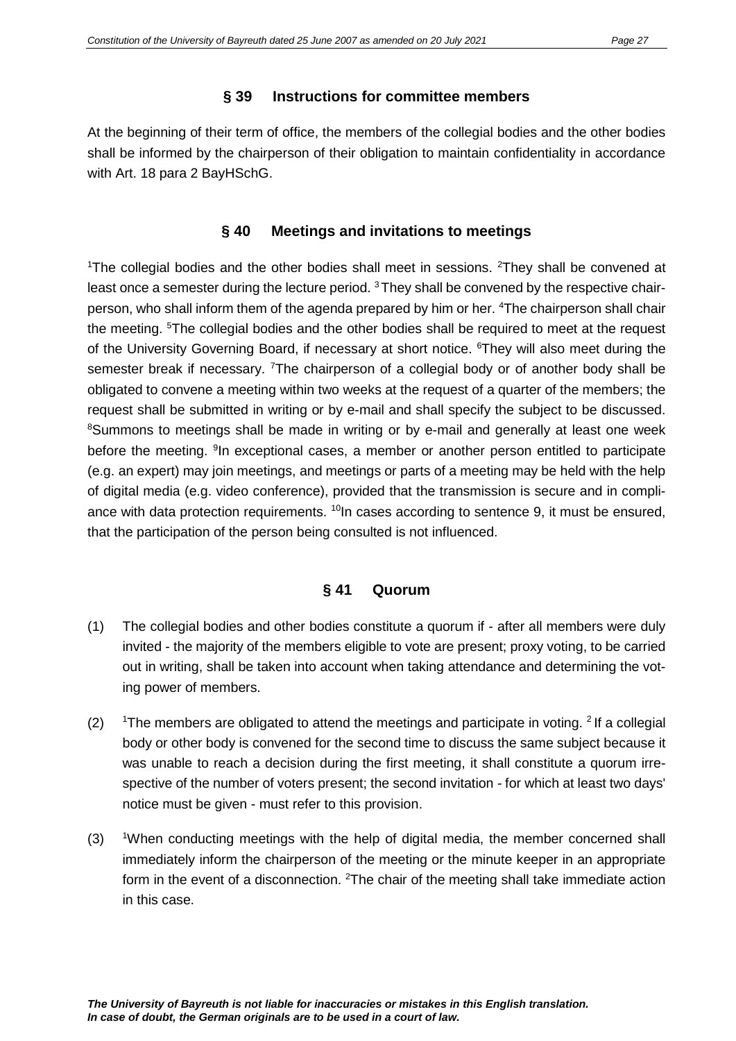## § 39 Instructions for committee members

At the beginning of their term of office, the members of the collegial bodies and the other bodies shall be informed by the chairperson of their obligation to maintain confidentiality in accordance with Art. 18 para 2 BayHSchG.

## § 40 Meetings and invitations to meetings

[1]The collegial bodies and the other bodies shall meet in sessions. [2]They shall be convened at least once a semester during the lecture period. [3]They shall be convened by the respective chairperson, who shall inform them of the agenda prepared by him or her. [4]The chairperson shall chair the meeting. [5]The collegial bodies and the other bodies shall be required to meet at the request of the University Governing Board, if necessary at short notice. [6]They will also meet during the semester break if necessary. [7]The chairperson of a collegial body or of another body shall be obligated to convene a meeting within two weeks at the request of a quarter of the members; the request shall be submitted in writing or by e-mail and shall specify the subject to be discussed. [8]Summons to meetings shall be made in writing or by e-mail and generally at least one week before the meeting. [9]In exceptional cases, a member or another person entitled to participate (e.g. an expert) may join meetings, and meetings or parts of a meeting may be held with the help of digital media (e.g. video conference), provided that the transmission is secure and in compliance with data protection requirements. [10]In cases according to sentence 9, it must be ensured, that the participation of the person being consulted is not influenced.

## § 41 Quorum

(1) The collegial bodies and other bodies constitute a quorum if - after all members were duly invited - the majority of the members eligible to vote are present; proxy voting, to be carried out in writing, shall be taken into account when taking attendance and determining the voting power of members.

(2) [1]The members are obligated to attend the meetings and participate in voting. [2]If a collegial body or other body is convened for the second time to discuss the same subject because it was unable to reach a decision during the first meeting, it shall constitute a quorum irrespective of the number of voters present; the second invitation - for which at least two days' notice must be given - must refer to this provision.

(3) [1]When conducting meetings with the help of digital media, the member concerned shall immediately inform the chairperson of the meeting or the minute keeper in an appropriate form in the event of a disconnection. [2]The chair of the meeting shall take immediate action in this case.

***The University of Bayreuth is not liable for inaccuracies or mistakes in this English translation. In case of doubt, the German originals are to be used in a court of law.***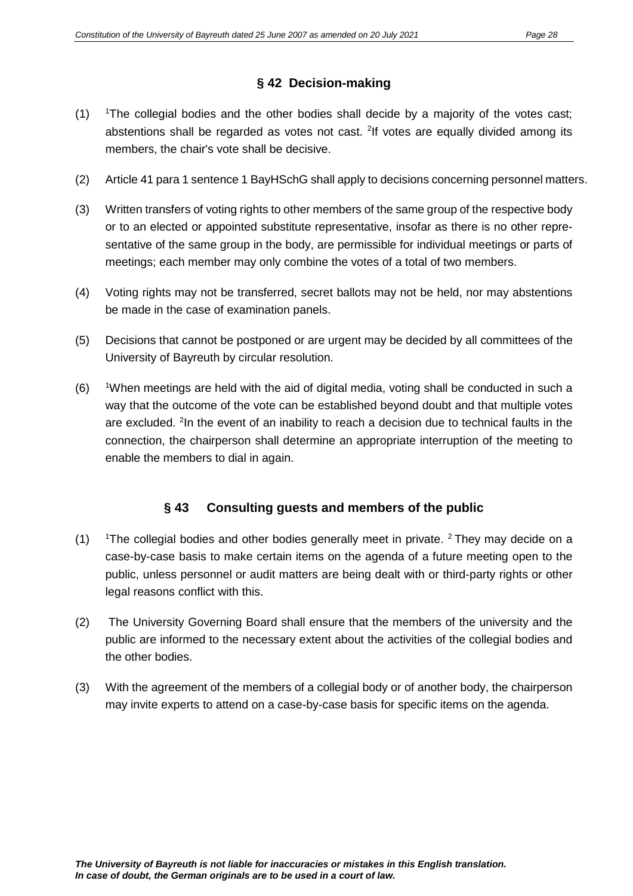## § 42 Decision-making

(1) [1]The collegial bodies and the other bodies shall decide by a majority of the votes cast; abstentions shall be regarded as votes not cast. [2]If votes are equally divided among its members, the chair's vote shall be decisive.

(2) Article 41 para 1 sentence 1 BayHSchG shall apply to decisions concerning personnel matters.

(3) Written transfers of voting rights to other members of the same group of the respective body or to an elected or appointed substitute representative, insofar as there is no other representative of the same group in the body, are permissible for individual meetings or parts of meetings; each member may only combine the votes of a total of two members.

(4) Voting rights may not be transferred, secret ballots may not be held, nor may abstentions be made in the case of examination panels.

(5) Decisions that cannot be postponed or are urgent may be decided by all committees of the University of Bayreuth by circular resolution.

(6) [1]When meetings are held with the aid of digital media, voting shall be conducted in such a way that the outcome of the vote can be established beyond doubt and that multiple votes are excluded. [2]In the event of an inability to reach a decision due to technical faults in the connection, the chairperson shall determine an appropriate interruption of the meeting to enable the members to dial in again.

## § 43 Consulting guests and members of the public

(1) [1]The collegial bodies and other bodies generally meet in private. [2] They may decide on a case-by-case basis to make certain items on the agenda of a future meeting open to the public, unless personnel or audit matters are being dealt with or third-party rights or other legal reasons conflict with this.

(2) The University Governing Board shall ensure that the members of the university and the public are informed to the necessary extent about the activities of the collegial bodies and the other bodies.

(3) With the agreement of the members of a collegial body or of another body, the chairperson may invite experts to attend on a case-by-case basis for specific items on the agenda.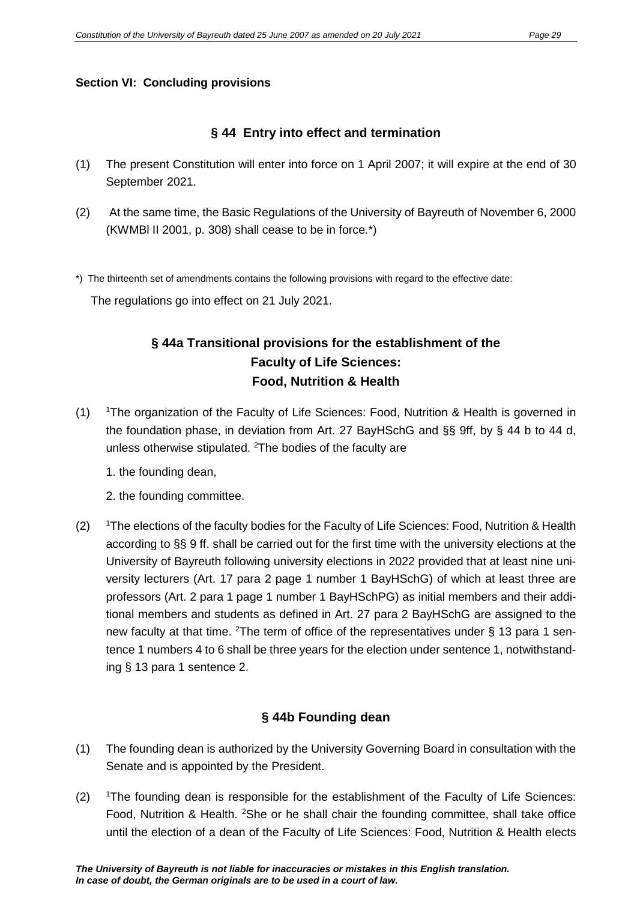## Section VI: Concluding provisions

### § 44 Entry into effect and termination

(1) The present Constitution will enter into force on 1 April 2007; it will expire at the end of 30 September 2021.

(2) At the same time, the Basic Regulations of the University of Bayreuth of November 6, 2000 (KWMBl II 2001, p. 308) shall cease to be in force.*)

*) The thirteenth set of amendments contains the following provisions with regard to the effective date:

The regulations go into effect on 21 July 2021.

### § 44a Transitional provisions for the establishment of the Faculty of Life Sciences: Food, Nutrition & Health

(1) [1]The organization of the Faculty of Life Sciences: Food, Nutrition & Health is governed in the foundation phase, in deviation from Art. 27 BayHSchG and §§ 9ff, by § 44 b to 44 d, unless otherwise stipulated. [2]The bodies of the faculty are

1. the founding dean,

2. the founding committee.

(2) [1]The elections of the faculty bodies for the Faculty of Life Sciences: Food, Nutrition & Health according to §§ 9 ff. shall be carried out for the first time with the university elections at the University of Bayreuth following university elections in 2022 provided that at least nine university lecturers (Art. 17 para 2 page 1 number 1 BayHSchG) of which at least three are professors (Art. 2 para 1 page 1 number 1 BayHSchPG) as initial members and their additional members and students as defined in Art. 27 para 2 BayHSchG are assigned to the new faculty at that time. [2]The term of office of the representatives under § 13 para 1 sentence 1 numbers 4 to 6 shall be three years for the election under sentence 1, notwithstanding § 13 para 1 sentence 2.

### § 44b Founding dean

(1) The founding dean is authorized by the University Governing Board in consultation with the Senate and is appointed by the President.

(2) [1]The founding dean is responsible for the establishment of the Faculty of Life Sciences: Food, Nutrition & Health. [2]She or he shall chair the founding committee, shall take office until the election of a dean of the Faculty of Life Sciences: Food, Nutrition & Health elects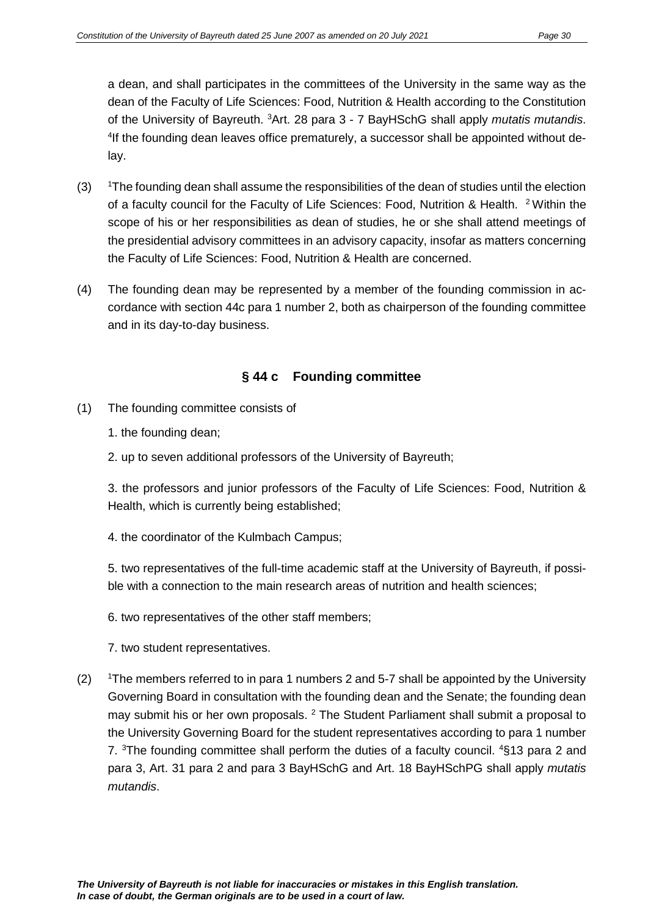a dean, and shall participates in the committees of the University in the same way as the dean of the Faculty of Life Sciences: Food, Nutrition & Health according to the Constitution of the University of Bayreuth. [3]Art. 28 para 3 - 7 BayHSchG shall apply *mutatis mutandis*. [4]If the founding dean leaves office prematurely, a successor shall be appointed without delay.

(3) [1]The founding dean shall assume the responsibilities of the dean of studies until the election of a faculty council for the Faculty of Life Sciences: Food, Nutrition & Health. [2] Within the scope of his or her responsibilities as dean of studies, he or she shall attend meetings of the presidential advisory committees in an advisory capacity, insofar as matters concerning the Faculty of Life Sciences: Food, Nutrition & Health are concerned.

(4) The founding dean may be represented by a member of the founding commission in accordance with section 44c para 1 number 2, both as chairperson of the founding committee and in its day-to-day business.

## § 44 c Founding committee

(1) The founding committee consists of

1. the founding dean;

2. up to seven additional professors of the University of Bayreuth;

3. the professors and junior professors of the Faculty of Life Sciences: Food, Nutrition & Health, which is currently being established;

4. the coordinator of the Kulmbach Campus;

5. two representatives of the full-time academic staff at the University of Bayreuth, if possible with a connection to the main research areas of nutrition and health sciences;

6. two representatives of the other staff members;

7. two student representatives.

(2) [1]The members referred to in para 1 numbers 2 and 5-7 shall be appointed by the University Governing Board in consultation with the founding dean and the Senate; the founding dean may submit his or her own proposals. [2] The Student Parliament shall submit a proposal to the University Governing Board for the student representatives according to para 1 number 7. [3]The founding committee shall perform the duties of a faculty council. [4]§13 para 2 and para 3, Art. 31 para 2 and para 3 BayHSchG and Art. 18 BayHSchPG shall apply *mutatis mutandis*.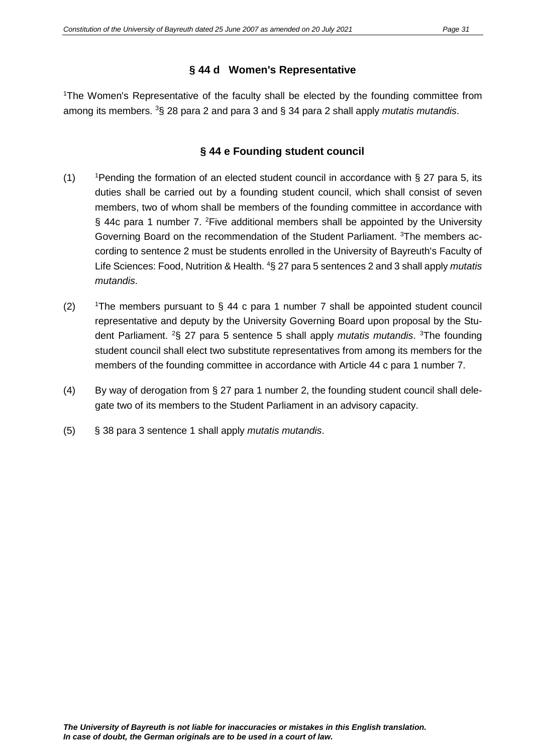## § 44 d Women's Representative

[1]The Women's Representative of the faculty shall be elected by the founding committee from among its members. [3]§ 28 para 2 and para 3 and § 34 para 2 shall apply *mutatis mutandis*.

## § 44 e Founding student council

(1) [1]Pending the formation of an elected student council in accordance with § 27 para 5, its duties shall be carried out by a founding student council, which shall consist of seven members, two of whom shall be members of the founding committee in accordance with § 44c para 1 number 7. [2]Five additional members shall be appointed by the University Governing Board on the recommendation of the Student Parliament. [3]The members according to sentence 2 must be students enrolled in the University of Bayreuth's Faculty of Life Sciences: Food, Nutrition & Health. [4]§ 27 para 5 sentences 2 and 3 shall apply *mutatis mutandis*.

(2) [1]The members pursuant to § 44 c para 1 number 7 shall be appointed student council representative and deputy by the University Governing Board upon proposal by the Student Parliament. [2]§ 27 para 5 sentence 5 shall apply *mutatis mutandis*. [3]The founding student council shall elect two substitute representatives from among its members for the members of the founding committee in accordance with Article 44 c para 1 number 7.

(4) By way of derogation from § 27 para 1 number 2, the founding student council shall delegate two of its members to the Student Parliament in an advisory capacity.

(5) § 38 para 3 sentence 1 shall apply *mutatis mutandis*.

***The University of Bayreuth is not liable for inaccuracies or mistakes in this English translation. In case of doubt, the German originals are to be used in a court of law.***